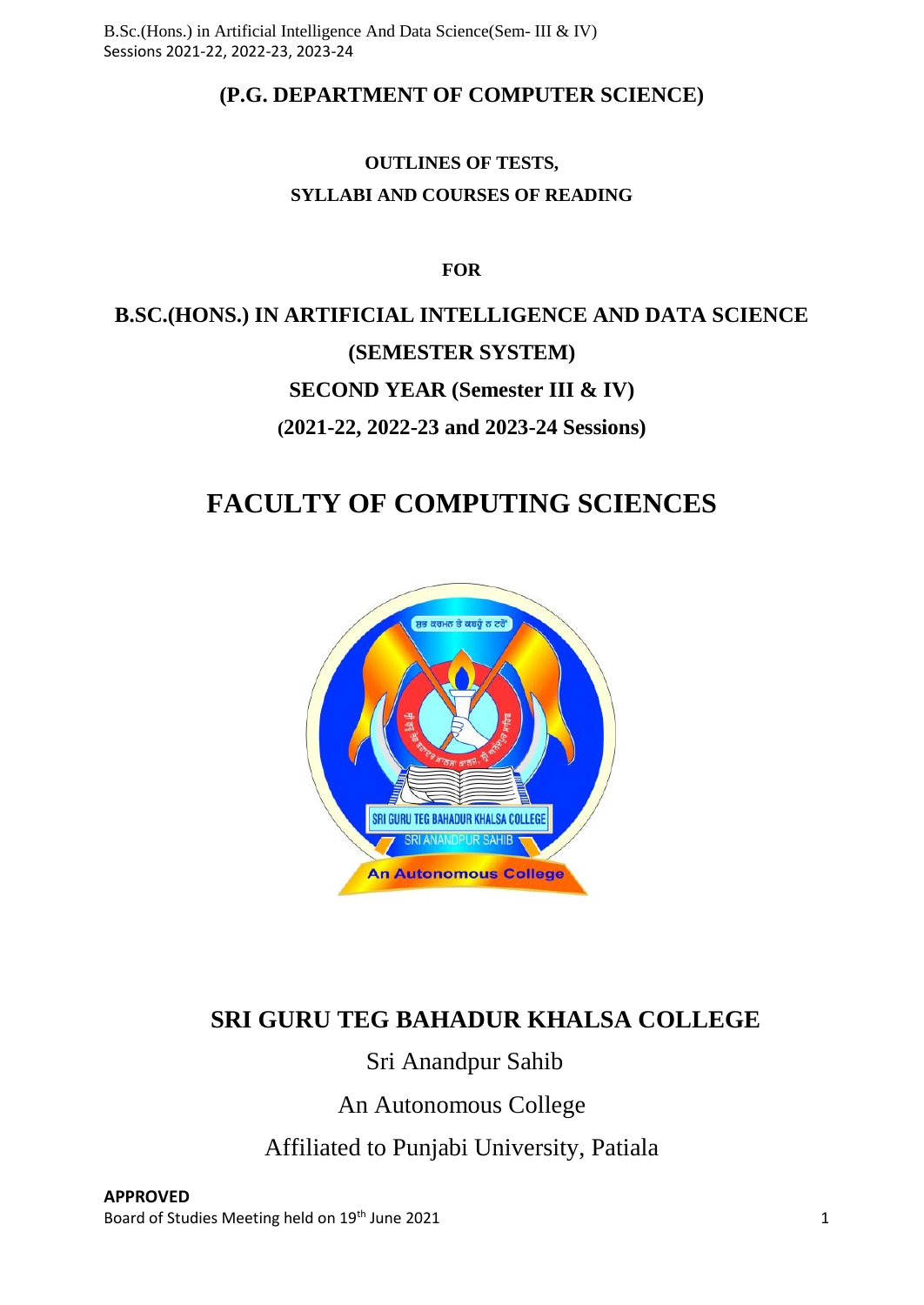**(P.G. DEPARTMENT OF COMPUTER SCIENCE)**

**OUTLINES OF TESTS,**
**SYLLABI AND COURSES OF READING**

**FOR**

## B.SC.(HONS.) IN ARTIFICIAL INTELLIGENCE AND DATA SCIENCE
## (SEMESTER SYSTEM)
## SECOND YEAR (Semester III & IV)
## (2021-22, 2022-23 and 2023-24 Sessions)

# FACULTY OF COMPUTING SCIENCES

## SRI GURU TEG BAHADUR KHALSA COLLEGE

Sri Anandpur Sahib

An Autonomous College

Affiliated to Punjabi University, Patiala

**APPROVED**
Board of Studies Meeting held on 19th June 2021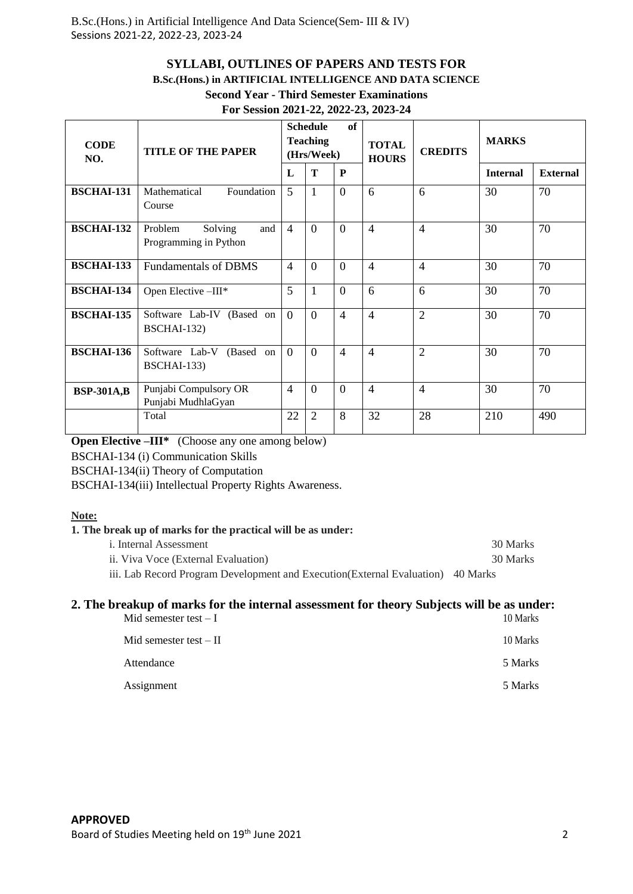## SYLLABI, OUTLINES OF PAPERS AND TESTS FOR

### B.Sc.(Hons.) in ARTIFICIAL INTELLIGENCE AND DATA SCIENCE

### Second Year - Third Semester Examinations

### For Session 2021-22, 2022-23, 2023-24

| CODE NO. | TITLE OF THE PAPER | Schedule of Teaching (Hrs/Week) | | | TOTAL HOURS | CREDITS | MARKS | |
|---|---|---|---|---|---|---|---|---|
| | | L | T | P | | | Internal | External |
| BSCHAI-131 | Mathematical Foundation Course | 5 | 1 | 0 | 6 | 6 | 30 | 70 |
| BSCHAI-132 | Problem Solving and Programming in Python | 4 | 0 | 0 | 4 | 4 | 30 | 70 |
| BSCHAI-133 | Fundamentals of DBMS | 4 | 0 | 0 | 4 | 4 | 30 | 70 |
| BSCHAI-134 | Open Elective –III* | 5 | 1 | 0 | 6 | 6 | 30 | 70 |
| BSCHAI-135 | Software Lab-IV (Based on BSCHAI-132) | 0 | 0 | 4 | 4 | 2 | 30 | 70 |
| BSCHAI-136 | Software Lab-V (Based on BSCHAI-133) | 0 | 0 | 4 | 4 | 2 | 30 | 70 |
| BSP-301A,B | Punjabi Compulsory OR Punjabi MudhlaGyan | 4 | 0 | 0 | 4 | 4 | 30 | 70 |
| | Total | 22 | 2 | 8 | 32 | 28 | 210 | 490 |

**Open Elective –III*** (Choose any one among below)

BSCHAI-134 (i) Communication Skills

BSCHAI-134(ii) Theory of Computation

BSCHAI-134(iii) Intellectual Property Rights Awareness.

**Note:**

**1. The break up of marks for the practical will be as under:**

i. Internal Assessment — 30 Marks

ii. Viva Voce (External Evaluation) — 30 Marks

iii. Lab Record Program Development and Execution(External Evaluation) — 40 Marks

**2. The breakup of marks for the internal assessment for theory Subjects will be as under:**

Mid semester test – I — 10 Marks

Mid semester test – II — 10 Marks

Attendance — 5 Marks

Assignment — 5 Marks

**APPROVED**

Board of Studies Meeting held on 19th June 2021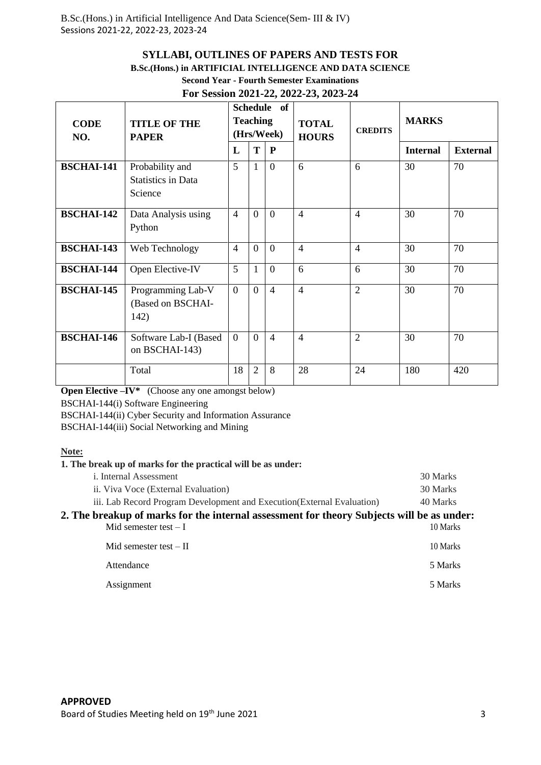## SYLLABI, OUTLINES OF PAPERS AND TESTS FOR

**B.Sc.(Hons.) in ARTIFICIAL INTELLIGENCE AND DATA SCIENCE**

**Second Year - Fourth Semester Examinations**

**For Session 2021-22, 2022-23, 2023-24**

| CODE NO. | TITLE OF THE PAPER | Schedule of Teaching (Hrs/Week) | | | TOTAL HOURS | CREDITS | MARKS | |
|---|---|---|---|---|---|---|---|---|
| | | L | T | P | | | Internal | External |
| **BSCHAI-141** | Probability and Statistics in Data Science | 5 | 1 | 0 | 6 | 6 | 30 | 70 |
| **BSCHAI-142** | Data Analysis using Python | 4 | 0 | 0 | 4 | 4 | 30 | 70 |
| **BSCHAI-143** | Web Technology | 4 | 0 | 0 | 4 | 4 | 30 | 70 |
| **BSCHAI-144** | Open Elective-IV | 5 | 1 | 0 | 6 | 6 | 30 | 70 |
| **BSCHAI-145** | Programming Lab-V (Based on BSCHAI-142) | 0 | 0 | 4 | 4 | 2 | 30 | 70 |
| **BSCHAI-146** | Software Lab-I (Based on BSCHAI-143) | 0 | 0 | 4 | 4 | 2 | 30 | 70 |
| | Total | 18 | 2 | 8 | 28 | 24 | 180 | 420 |

**Open Elective –IV*** (Choose any one amongst below)

BSCHAI-144(i) Software Engineering

BSCHAI-144(ii) Cyber Security and Information Assurance

BSCHAI-144(iii) Social Networking and Mining

**Note:**

**1. The break up of marks for the practical will be as under:**

| | |
|---|---|
| i. Internal Assessment | 30 Marks |
| ii. Viva Voce (External Evaluation) | 30 Marks |
| iii. Lab Record Program Development and Execution(External Evaluation) | 40 Marks |

**2. The breakup of marks for the internal assessment for theory Subjects will be as under:**

| | |
|---|---|
| Mid semester test – I | 10 Marks |
| Mid semester test – II | 10 Marks |
| Attendance | 5 Marks |
| Assignment | 5 Marks |

**APPROVED**

Board of Studies Meeting held on 19th June 2021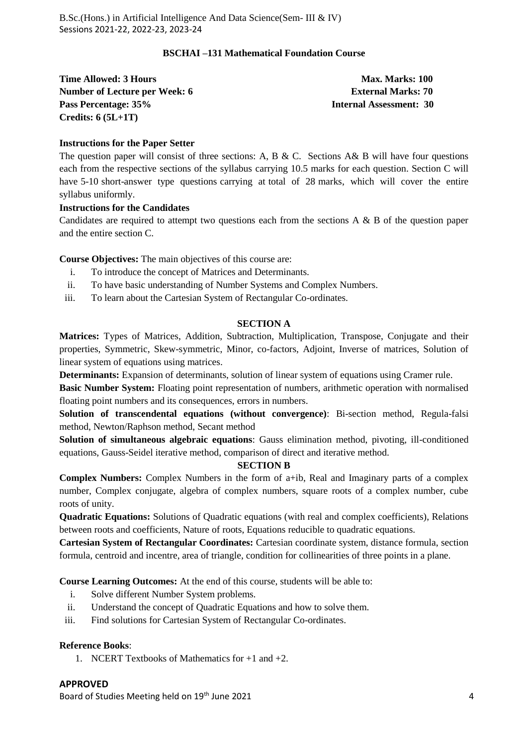## BSCHAI –131 Mathematical Foundation Course

**Time Allowed: 3 Hours** | **Max. Marks: 100**
**Number of Lecture per Week: 6** | **External Marks: 70**
**Pass Percentage: 35%** | **Internal Assessment: 30**
**Credits: 6 (5L+1T)**

**Instructions for the Paper Setter**

The question paper will consist of three sections: A, B & C. Sections A& B will have four questions each from the respective sections of the syllabus carrying 10.5 marks for each question. Section C will have 5-10 short-answer type questions carrying at total of 28 marks, which will cover the entire syllabus uniformly.

**Instructions for the Candidates**

Candidates are required to attempt two questions each from the sections A & B of the question paper and the entire section C.

**Course Objectives:** The main objectives of this course are:

- i. To introduce the concept of Matrices and Determinants.
- ii. To have basic understanding of Number Systems and Complex Numbers.
- iii. To learn about the Cartesian System of Rectangular Co-ordinates.

### SECTION A

**Matrices:** Types of Matrices, Addition, Subtraction, Multiplication, Transpose, Conjugate and their properties, Symmetric, Skew-symmetric, Minor, co-factors, Adjoint, Inverse of matrices, Solution of linear system of equations using matrices.

**Determinants:** Expansion of determinants, solution of linear system of equations using Cramer rule.

**Basic Number System:** Floating point representation of numbers, arithmetic operation with normalised floating point numbers and its consequences, errors in numbers.

**Solution of transcendental equations (without convergence)**: Bi-section method, Regula-falsi method, Newton/Raphson method, Secant method

**Solution of simultaneous algebraic equations**: Gauss elimination method, pivoting, ill-conditioned equations, Gauss-Seidel iterative method, comparison of direct and iterative method.

### SECTION B

**Complex Numbers:** Complex Numbers in the form of a+ib, Real and Imaginary parts of a complex number, Complex conjugate, algebra of complex numbers, square roots of a complex number, cube roots of unity.

**Quadratic Equations:** Solutions of Quadratic equations (with real and complex coefficients), Relations between roots and coefficients, Nature of roots, Equations reducible to quadratic equations.

**Cartesian System of Rectangular Coordinates:** Cartesian coordinate system, distance formula, section formula, centroid and incentre, area of triangle, condition for collinearities of three points in a plane.

**Course Learning Outcomes:** At the end of this course, students will be able to:

- i. Solve different Number System problems.
- ii. Understand the concept of Quadratic Equations and how to solve them.
- iii. Find solutions for Cartesian System of Rectangular Co-ordinates.

**Reference Books**:

1. NCERT Textbooks of Mathematics for +1 and +2.

**APPROVED**

Board of Studies Meeting held on 19th June 2021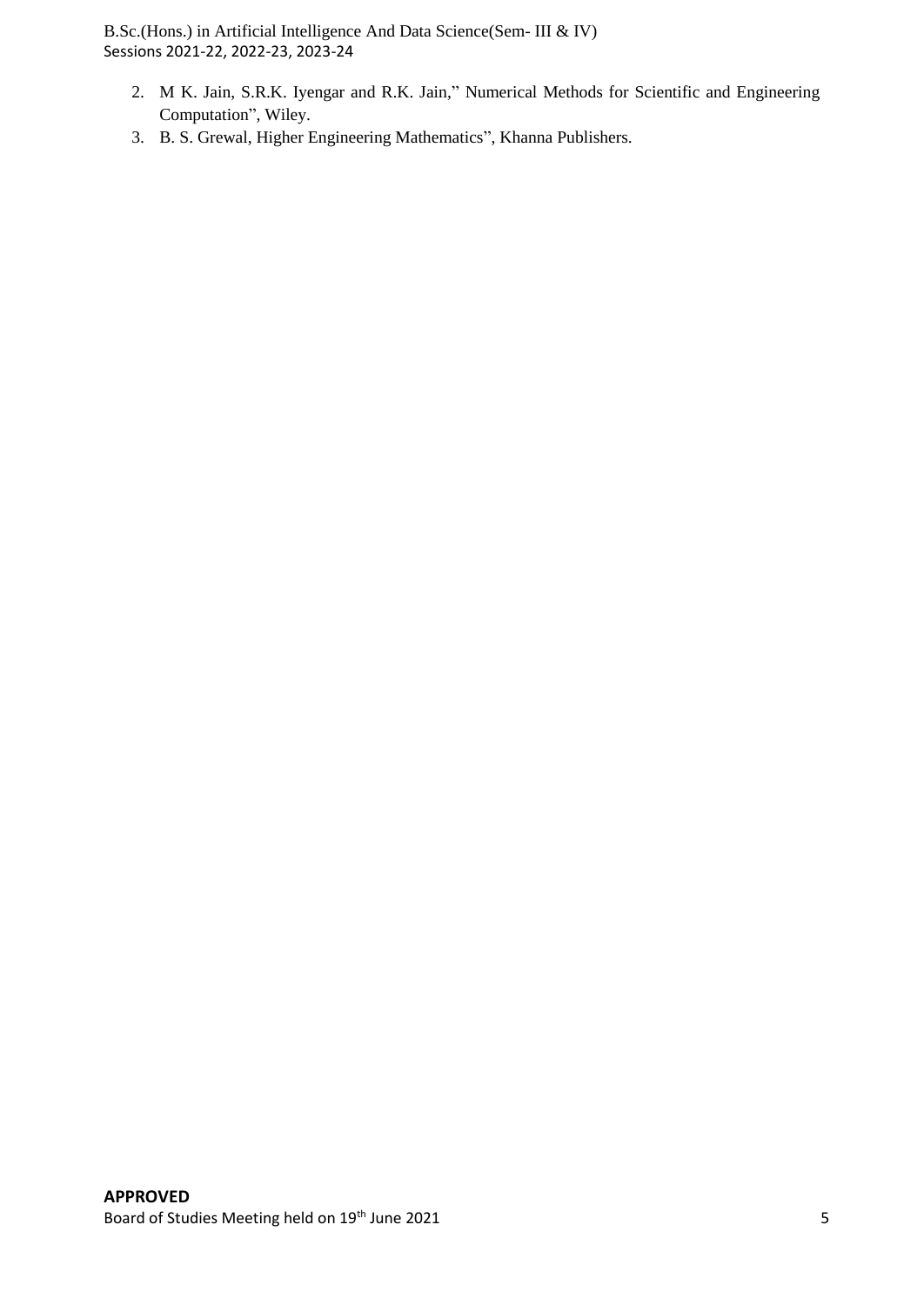2. M K. Jain, S.R.K. Iyengar and R.K. Jain," Numerical Methods for Scientific and Engineering Computation", Wiley.
3. B. S. Grewal, Higher Engineering Mathematics", Khanna Publishers.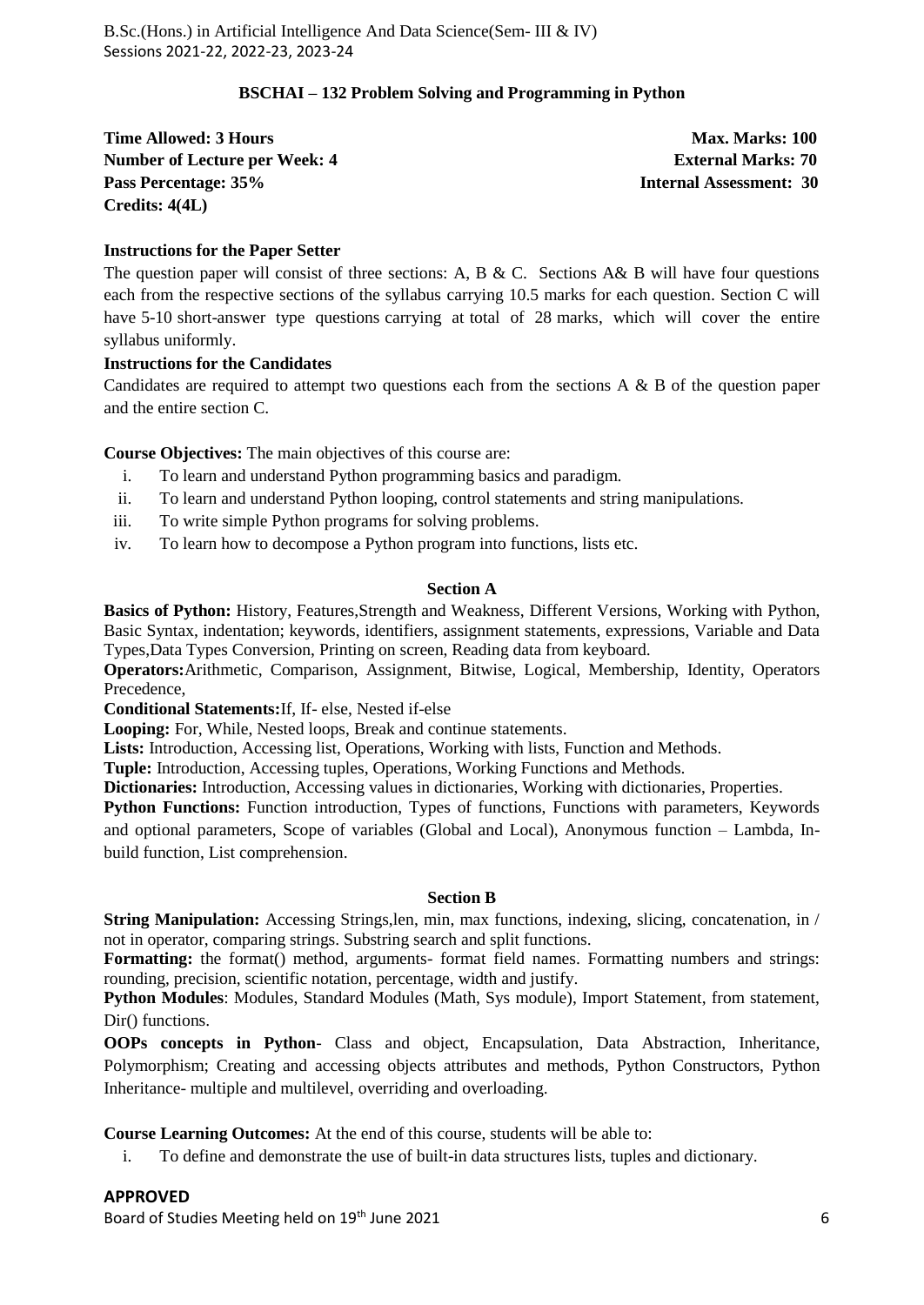## BSCHAI – 132 Problem Solving and Programming in Python

**Time Allowed: 3 Hours** | **Max. Marks: 100**
**Number of Lecture per Week: 4** | **External Marks: 70**
**Pass Percentage: 35%** | **Internal Assessment: 30**
**Credits: 4(4L)**

**Instructions for the Paper Setter**

The question paper will consist of three sections: A, B & C. Sections A& B will have four questions each from the respective sections of the syllabus carrying 10.5 marks for each question. Section C will have 5-10 short-answer type questions carrying at total of 28 marks, which will cover the entire syllabus uniformly.

**Instructions for the Candidates**

Candidates are required to attempt two questions each from the sections A & B of the question paper and the entire section C.

**Course Objectives:** The main objectives of this course are:

i. To learn and understand Python programming basics and paradigm.
ii. To learn and understand Python looping, control statements and string manipulations.
iii. To write simple Python programs for solving problems.
iv. To learn how to decompose a Python program into functions, lists etc.

### Section A

**Basics of Python:** History, Features,Strength and Weakness, Different Versions, Working with Python, Basic Syntax, indentation; keywords, identifiers, assignment statements, expressions, Variable and Data Types,Data Types Conversion, Printing on screen, Reading data from keyboard.

**Operators:**Arithmetic, Comparison, Assignment, Bitwise, Logical, Membership, Identity, Operators Precedence,

**Conditional Statements:**If, If- else, Nested if-else

**Looping:** For, While, Nested loops, Break and continue statements.

**Lists:** Introduction, Accessing list, Operations, Working with lists, Function and Methods.

**Tuple:** Introduction, Accessing tuples, Operations, Working Functions and Methods.

**Dictionaries:** Introduction, Accessing values in dictionaries, Working with dictionaries, Properties.

**Python Functions:** Function introduction, Types of functions, Functions with parameters, Keywords and optional parameters, Scope of variables (Global and Local), Anonymous function – Lambda, In-build function, List comprehension.

### Section B

**String Manipulation:** Accessing Strings,len, min, max functions, indexing, slicing, concatenation, in / not in operator, comparing strings. Substring search and split functions.

**Formatting:** the format() method, arguments- format field names. Formatting numbers and strings: rounding, precision, scientific notation, percentage, width and justify.

**Python Modules**: Modules, Standard Modules (Math, Sys module), Import Statement, from statement, Dir() functions.

**OOPs concepts in Python**- Class and object, Encapsulation, Data Abstraction, Inheritance, Polymorphism; Creating and accessing objects attributes and methods, Python Constructors, Python Inheritance- multiple and multilevel, overriding and overloading.

**Course Learning Outcomes:** At the end of this course, students will be able to:

i. To define and demonstrate the use of built-in data structures lists, tuples and dictionary.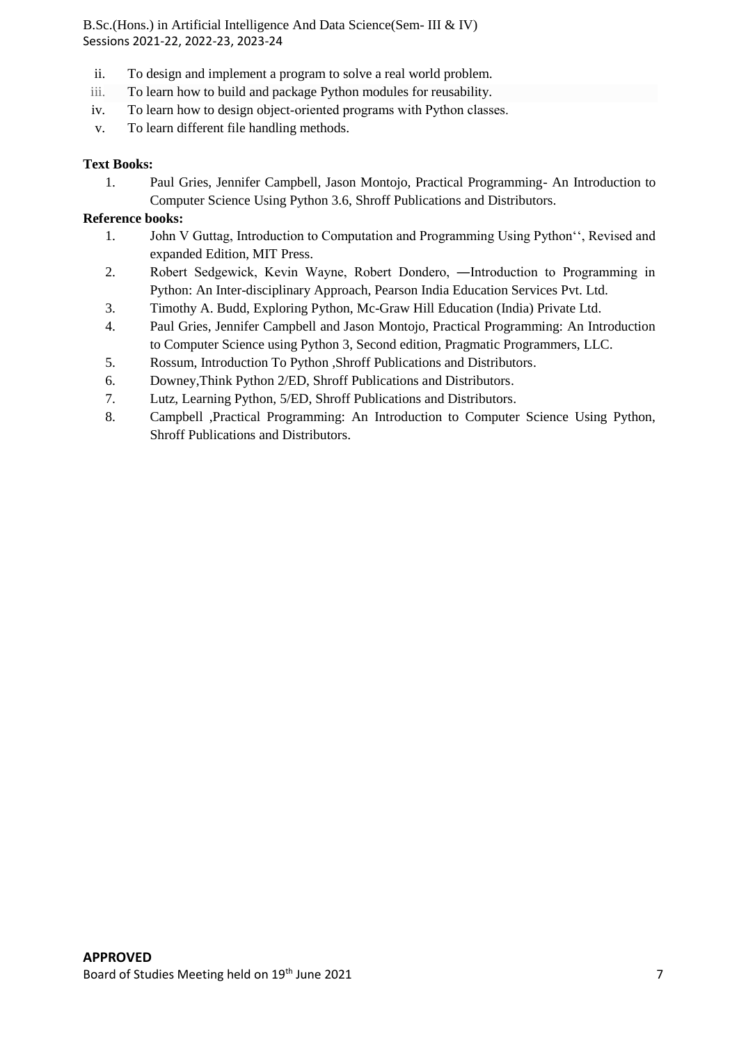ii. To design and implement a program to solve a real world problem.
iii. To learn how to build and package Python modules for reusability.
iv. To learn how to design object-oriented programs with Python classes.
v. To learn different file handling methods.

**Text Books:**

1. Paul Gries, Jennifer Campbell, Jason Montojo, Practical Programming- An Introduction to Computer Science Using Python 3.6, Shroff Publications and Distributors.

**Reference books:**

1. John V Guttag, Introduction to Computation and Programming Using Python'', Revised and expanded Edition, MIT Press.
2. Robert Sedgewick, Kevin Wayne, Robert Dondero, ―Introduction to Programming in Python: An Inter-disciplinary Approach, Pearson India Education Services Pvt. Ltd.
3. Timothy A. Budd, Exploring Python, Mc-Graw Hill Education (India) Private Ltd.
4. Paul Gries, Jennifer Campbell and Jason Montojo, Practical Programming: An Introduction to Computer Science using Python 3, Second edition, Pragmatic Programmers, LLC.
5. Rossum, Introduction To Python ,Shroff Publications and Distributors.
6. Downey,Think Python 2/ED, Shroff Publications and Distributors.
7. Lutz, Learning Python, 5/ED, Shroff Publications and Distributors.
8. Campbell ,Practical Programming: An Introduction to Computer Science Using Python, Shroff Publications and Distributors.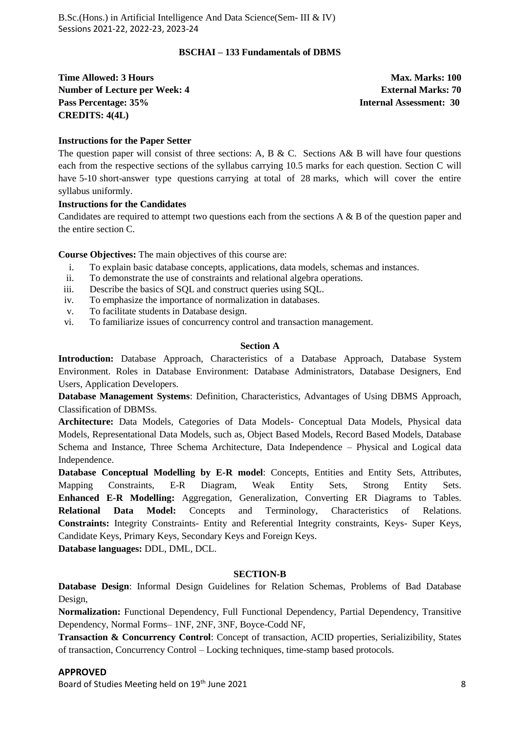### BSCHAI – 133 Fundamentals of DBMS

**Time Allowed: 3 Hours** | **Max. Marks: 100**
**Number of Lecture per Week: 4** | **External Marks: 70**
**Pass Percentage: 35%** | **Internal Assessment: 30**
**CREDITS: 4(4L)**

**Instructions for the Paper Setter**

The question paper will consist of three sections: A, B & C. Sections A& B will have four questions each from the respective sections of the syllabus carrying 10.5 marks for each question. Section C will have 5-10 short-answer type questions carrying at total of 28 marks, which will cover the entire syllabus uniformly.

**Instructions for the Candidates**

Candidates are required to attempt two questions each from the sections A & B of the question paper and the entire section C.

**Course Objectives:** The main objectives of this course are:

i. To explain basic database concepts, applications, data models, schemas and instances.
ii. To demonstrate the use of constraints and relational algebra operations.
iii. Describe the basics of SQL and construct queries using SQL.
iv. To emphasize the importance of normalization in databases.
v. To facilitate students in Database design.
vi. To familiarize issues of concurrency control and transaction management.

#### Section A

**Introduction:** Database Approach, Characteristics of a Database Approach, Database System Environment. Roles in Database Environment: Database Administrators, Database Designers, End Users, Application Developers.

**Database Management Systems**: Definition, Characteristics, Advantages of Using DBMS Approach, Classification of DBMSs.

**Architecture:** Data Models, Categories of Data Models- Conceptual Data Models, Physical data Models, Representational Data Models, such as, Object Based Models, Record Based Models, Database Schema and Instance, Three Schema Architecture, Data Independence – Physical and Logical data Independence.

**Database Conceptual Modelling by E-R model**: Concepts, Entities and Entity Sets, Attributes, Mapping Constraints, E-R Diagram, Weak Entity Sets, Strong Entity Sets. **Enhanced E-R Modelling:** Aggregation, Generalization, Converting ER Diagrams to Tables. **Relational Data Model:** Concepts and Terminology, Characteristics of Relations. **Constraints:** Integrity Constraints- Entity and Referential Integrity constraints, Keys- Super Keys, Candidate Keys, Primary Keys, Secondary Keys and Foreign Keys.

**Database languages:** DDL, DML, DCL.

#### SECTION-B

**Database Design**: Informal Design Guidelines for Relation Schemas, Problems of Bad Database Design,

**Normalization:** Functional Dependency, Full Functional Dependency, Partial Dependency, Transitive Dependency, Normal Forms– 1NF, 2NF, 3NF, Boyce-Codd NF,

**Transaction & Concurrency Control**: Concept of transaction, ACID properties, Serializibility, States of transaction, Concurrency Control – Locking techniques, time-stamp based protocols.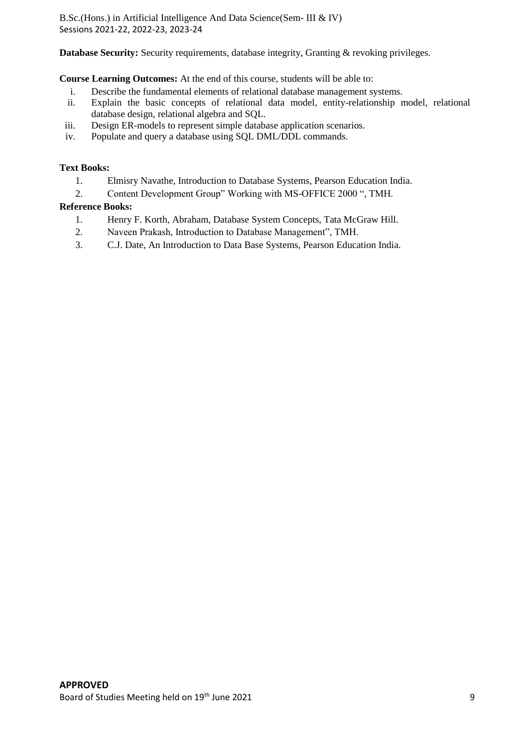**Database Security:** Security requirements, database integrity, Granting & revoking privileges.

**Course Learning Outcomes:** At the end of this course, students will be able to:

i. Describe the fundamental elements of relational database management systems.
ii. Explain the basic concepts of relational data model, entity-relationship model, relational database design, relational algebra and SQL.
iii. Design ER-models to represent simple database application scenarios.
iv. Populate and query a database using SQL DML/DDL commands.

**Text Books:**

1. Elmisry Navathe, Introduction to Database Systems, Pearson Education India.
2. Content Development Group" Working with MS-OFFICE 2000 ", TMH.

**Reference Books:**

1. Henry F. Korth, Abraham, Database System Concepts, Tata McGraw Hill.
2. Naveen Prakash, Introduction to Database Management", TMH.
3. C.J. Date, An Introduction to Data Base Systems, Pearson Education India.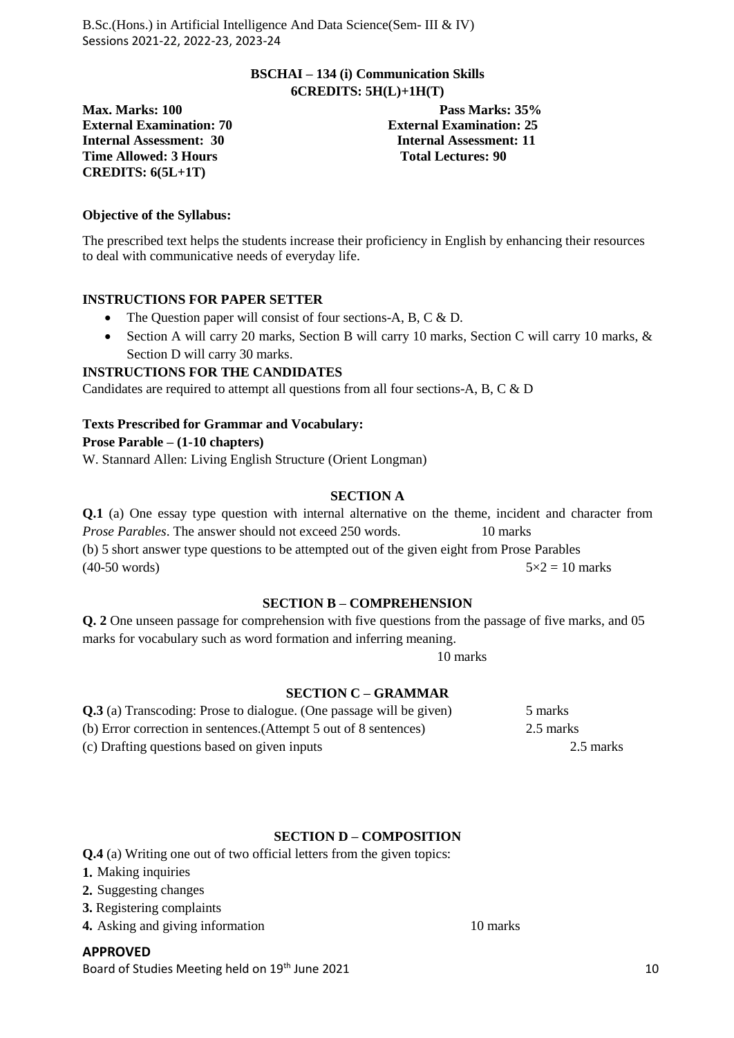**BSCHAI – 134 (i) Communication Skills**
**6CREDITS: 5H(L)+1H(T)**

**Max. Marks: 100** — **Pass Marks: 35%**
**External Examination: 70** — **External Examination: 25**
**Internal Assessment: 30** — **Internal Assessment: 11**
**Time Allowed: 3 Hours** — **Total Lectures: 90**
**CREDITS: 6(5L+1T)**

**Objective of the Syllabus:**

The prescribed text helps the students increase their proficiency in English by enhancing their resources to deal with communicative needs of everyday life.

**INSTRUCTIONS FOR PAPER SETTER**

- The Question paper will consist of four sections-A, B, C & D.
- Section A will carry 20 marks, Section B will carry 10 marks, Section C will carry 10 marks, & Section D will carry 30 marks.

**INSTRUCTIONS FOR THE CANDIDATES**

Candidates are required to attempt all questions from all four sections-A, B, C & D

**Texts Prescribed for Grammar and Vocabulary:**

**Prose Parable – (1-10 chapters)**

W. Stannard Allen: Living English Structure (Orient Longman)

### SECTION A

**Q.1** (a) One essay type question with internal alternative on the theme, incident and character from *Prose Parables*. The answer should not exceed 250 words. 10 marks

(b) 5 short answer type questions to be attempted out of the given eight from Prose Parables (40-50 words) $5 \times 2 = 10$ marks

### SECTION B – COMPREHENSION

**Q. 2** One unseen passage for comprehension with five questions from the passage of five marks, and 05 marks for vocabulary such as word formation and inferring meaning.

10 marks

### SECTION C – GRAMMAR

**Q.3** (a) Transcoding: Prose to dialogue. (One passage will be given) 5 marks

(b) Error correction in sentences.(Attempt 5 out of 8 sentences) 2.5 marks

(c) Drafting questions based on given inputs 2.5 marks

### SECTION D – COMPOSITION

**Q.4** (a) Writing one out of two official letters from the given topics:

1. Making inquiries
2. Suggesting changes
3. Registering complaints
4. Asking and giving information 10 marks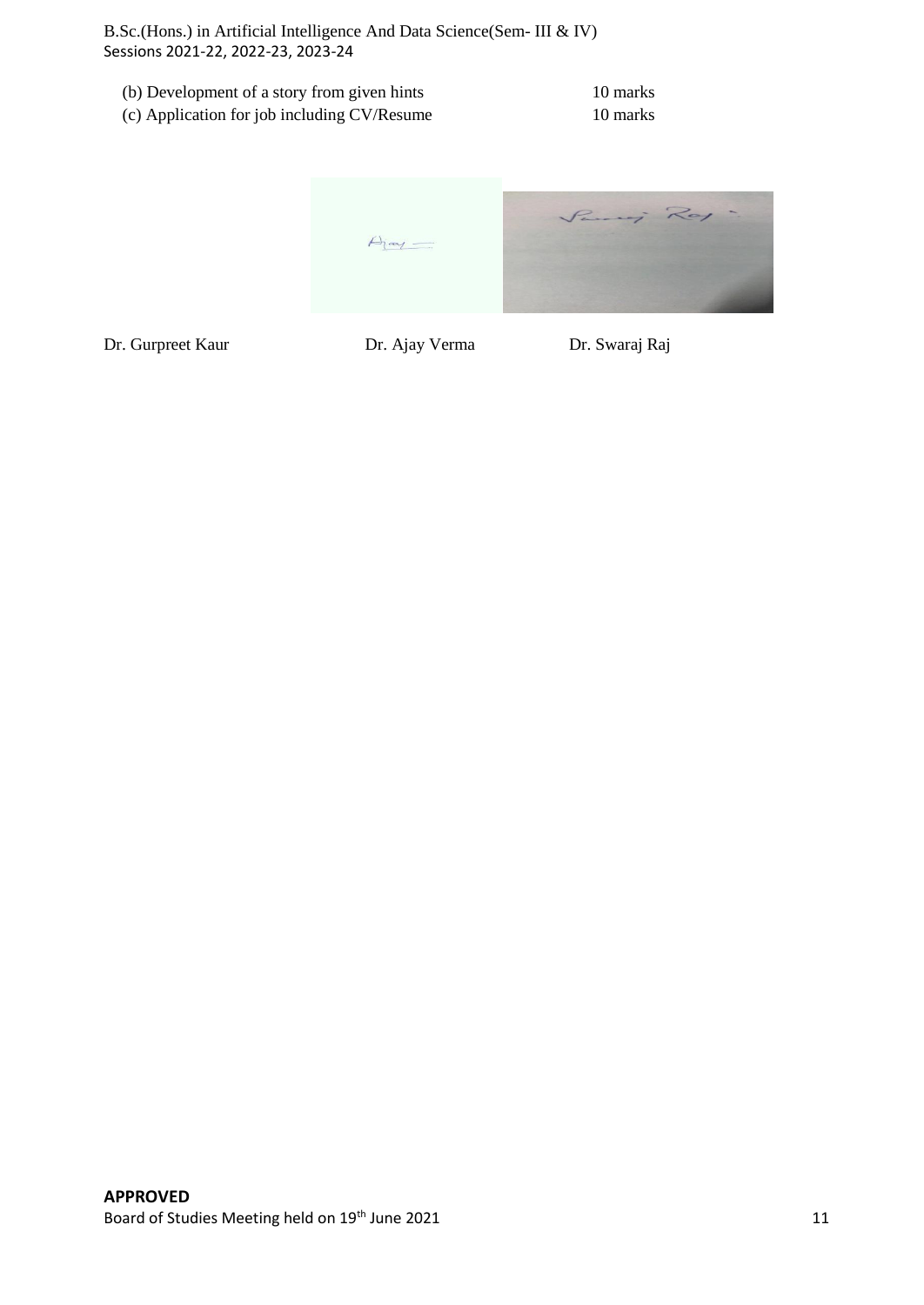(b) Development of a story from given hints 10 marks
(c) Application for job including CV/Resume 10 marks

Dr. Gurpreet Kaur Dr. Ajay Verma Dr. Swaraj Raj

**APPROVED**
Board of Studies Meeting held on 19th June 2021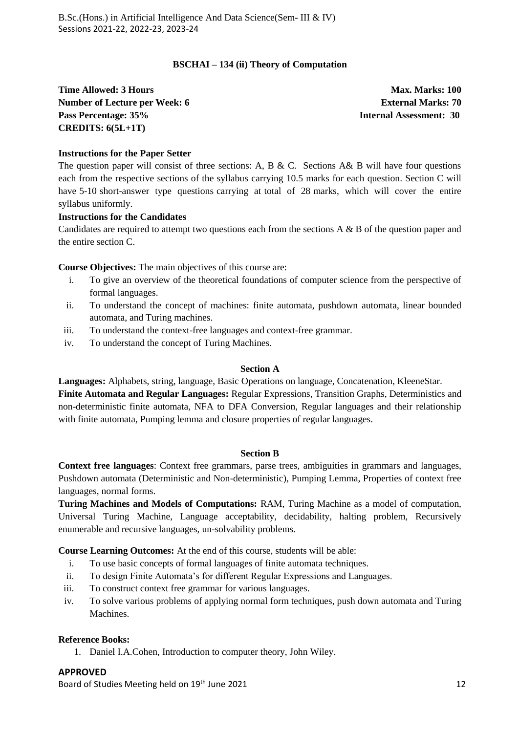## BSCHAI – 134 (ii) Theory of Computation

**Time Allowed: 3 Hours** | **Max. Marks: 100**
**Number of Lecture per Week: 6** | **External Marks: 70**
**Pass Percentage: 35%** | **Internal Assessment: 30**
**CREDITS: 6(5L+1T)**

**Instructions for the Paper Setter**

The question paper will consist of three sections: A, B & C. Sections A& B will have four questions each from the respective sections of the syllabus carrying 10.5 marks for each question. Section C will have 5-10 short-answer type questions carrying at total of 28 marks, which will cover the entire syllabus uniformly.

**Instructions for the Candidates**

Candidates are required to attempt two questions each from the sections A & B of the question paper and the entire section C.

**Course Objectives:** The main objectives of this course are:

i. To give an overview of the theoretical foundations of computer science from the perspective of formal languages.
ii. To understand the concept of machines: finite automata, pushdown automata, linear bounded automata, and Turing machines.
iii. To understand the context-free languages and context-free grammar.
iv. To understand the concept of Turing Machines.

### Section A

**Languages:** Alphabets, string, language, Basic Operations on language, Concatenation, KleeneStar.

**Finite Automata and Regular Languages:** Regular Expressions, Transition Graphs, Deterministics and non-deterministic finite automata, NFA to DFA Conversion, Regular languages and their relationship with finite automata, Pumping lemma and closure properties of regular languages.

### Section B

**Context free languages**: Context free grammars, parse trees, ambiguities in grammars and languages, Pushdown automata (Deterministic and Non-deterministic), Pumping Lemma, Properties of context free languages, normal forms.

**Turing Machines and Models of Computations:** RAM, Turing Machine as a model of computation, Universal Turing Machine, Language acceptability, decidability, halting problem, Recursively enumerable and recursive languages, un-solvability problems.

**Course Learning Outcomes:** At the end of this course, students will be able:

i. To use basic concepts of formal languages of finite automata techniques.
ii. To design Finite Automata's for different Regular Expressions and Languages.
iii. To construct context free grammar for various languages.
iv. To solve various problems of applying normal form techniques, push down automata and Turing Machines.

**Reference Books:**

1. Daniel I.A.Cohen, Introduction to computer theory, John Wiley.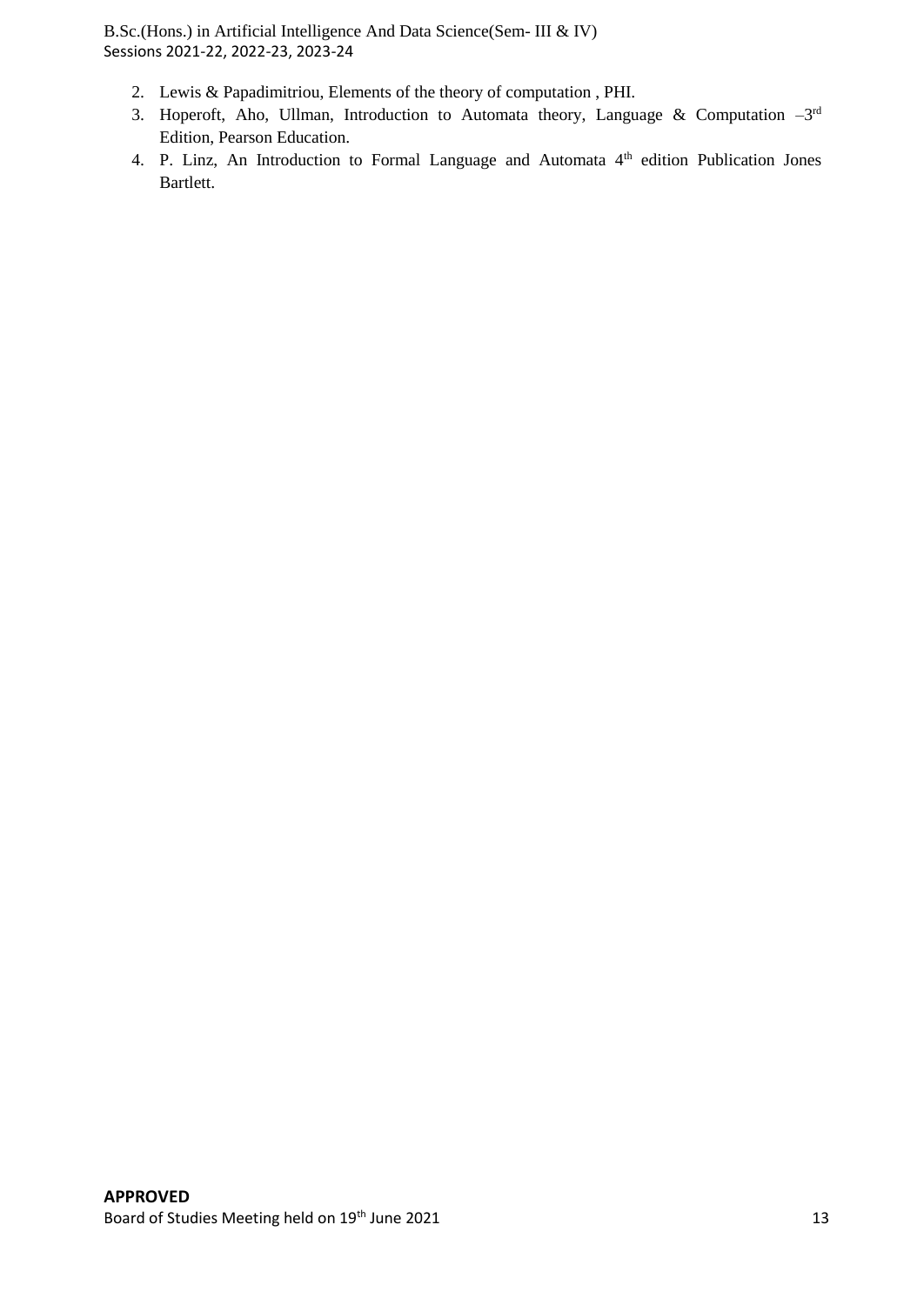2. Lewis & Papadimitriou, Elements of the theory of computation , PHI.
3. Hoperoft, Aho, Ullman, Introduction to Automata theory, Language & Computation –3rd Edition, Pearson Education.
4. P. Linz, An Introduction to Formal Language and Automata 4th edition Publication Jones Bartlett.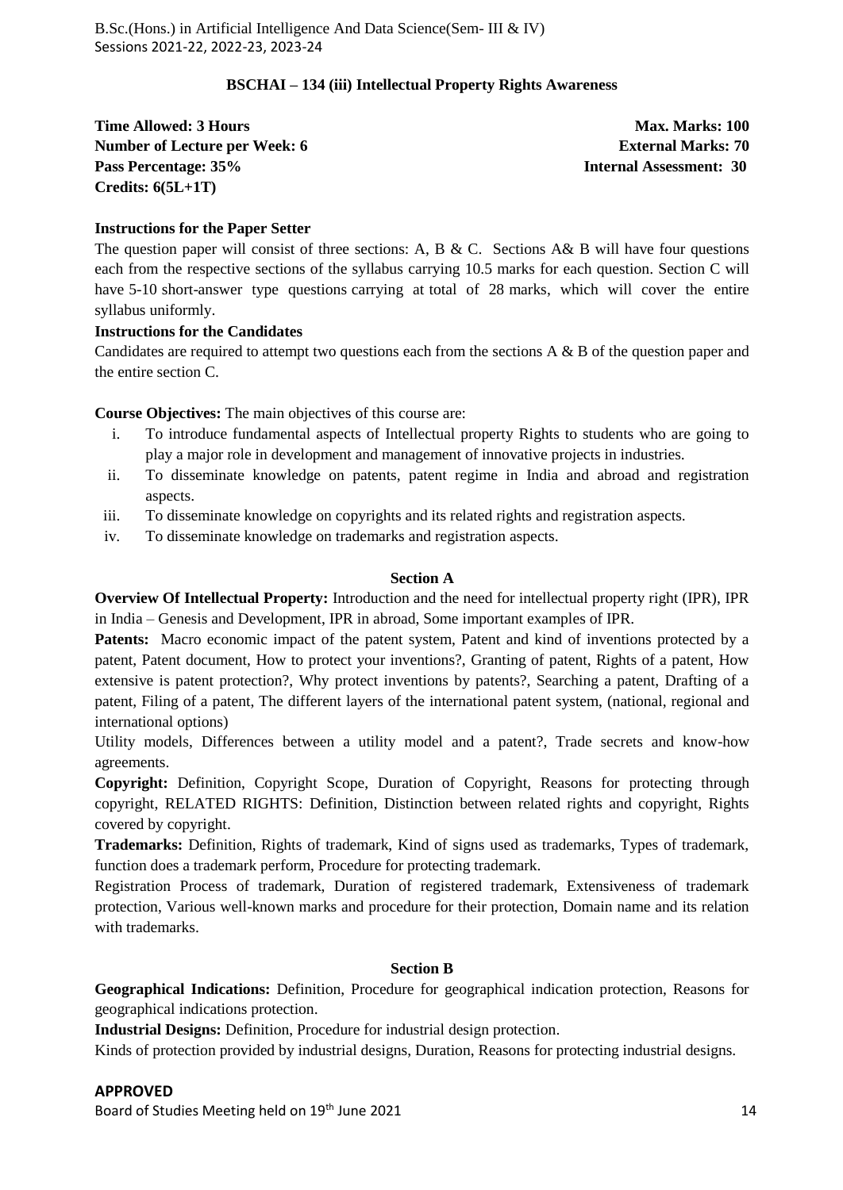### BSCHAI – 134 (iii) Intellectual Property Rights Awareness

**Time Allowed: 3 Hours** — **Max. Marks: 100**
**Number of Lecture per Week: 6** — **External Marks: 70**
**Pass Percentage: 35%** — **Internal Assessment: 30**
**Credits: 6(5L+1T)**

**Instructions for the Paper Setter**

The question paper will consist of three sections: A, B & C. Sections A& B will have four questions each from the respective sections of the syllabus carrying 10.5 marks for each question. Section C will have 5-10 short-answer type questions carrying at total of 28 marks, which will cover the entire syllabus uniformly.

**Instructions for the Candidates**

Candidates are required to attempt two questions each from the sections A & B of the question paper and the entire section C.

**Course Objectives:** The main objectives of this course are:

i. To introduce fundamental aspects of Intellectual property Rights to students who are going to play a major role in development and management of innovative projects in industries.
ii. To disseminate knowledge on patents, patent regime in India and abroad and registration aspects.
iii. To disseminate knowledge on copyrights and its related rights and registration aspects.
iv. To disseminate knowledge on trademarks and registration aspects.

#### Section A

**Overview Of Intellectual Property:** Introduction and the need for intellectual property right (IPR), IPR in India – Genesis and Development, IPR in abroad, Some important examples of IPR.

**Patents:** Macro economic impact of the patent system, Patent and kind of inventions protected by a patent, Patent document, How to protect your inventions?, Granting of patent, Rights of a patent, How extensive is patent protection?, Why protect inventions by patents?, Searching a patent, Drafting of a patent, Filing of a patent, The different layers of the international patent system, (national, regional and international options)

Utility models, Differences between a utility model and a patent?, Trade secrets and know-how agreements.

**Copyright:** Definition, Copyright Scope, Duration of Copyright, Reasons for protecting through copyright, RELATED RIGHTS: Definition, Distinction between related rights and copyright, Rights covered by copyright.

**Trademarks:** Definition, Rights of trademark, Kind of signs used as trademarks, Types of trademark, function does a trademark perform, Procedure for protecting trademark.

Registration Process of trademark, Duration of registered trademark, Extensiveness of trademark protection, Various well-known marks and procedure for their protection, Domain name and its relation with trademarks.

#### Section B

**Geographical Indications:** Definition, Procedure for geographical indication protection, Reasons for geographical indications protection.

**Industrial Designs:** Definition, Procedure for industrial design protection.

Kinds of protection provided by industrial designs, Duration, Reasons for protecting industrial designs.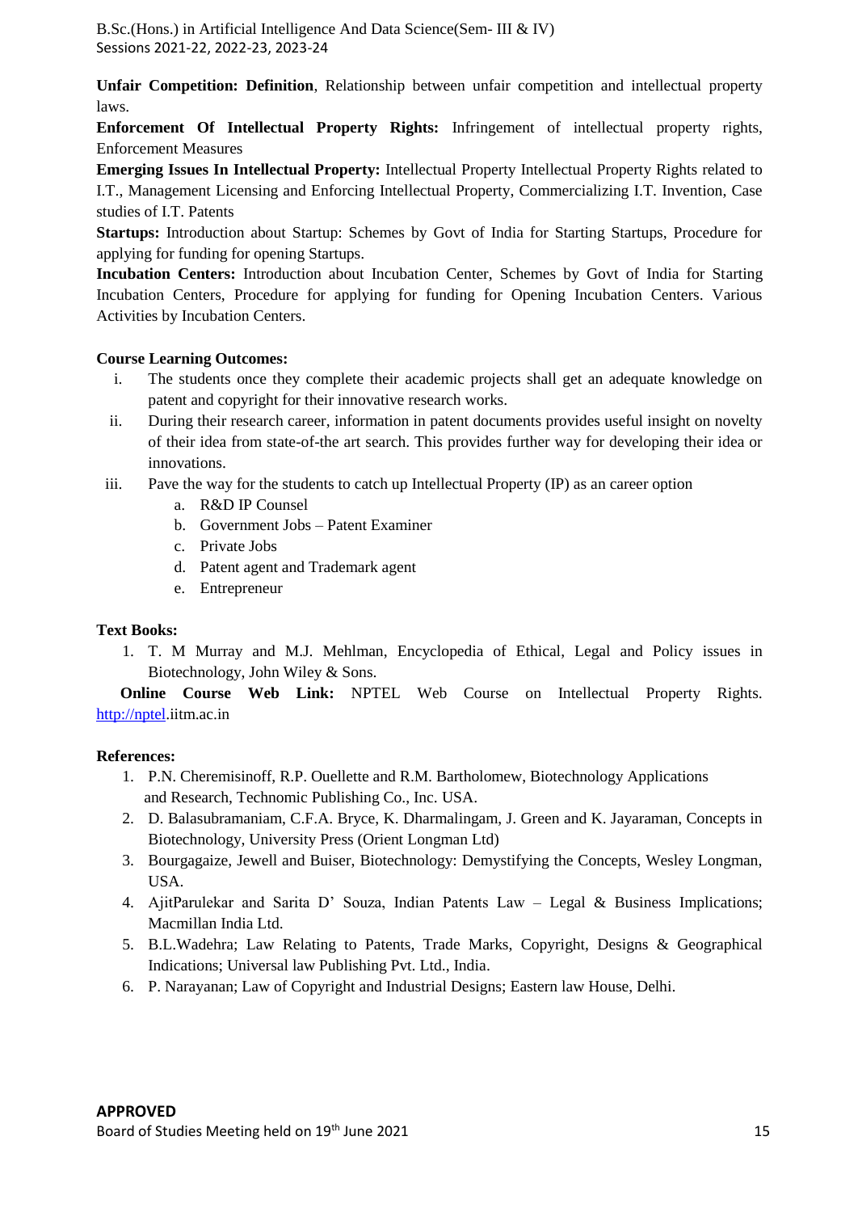**Unfair Competition: Definition**, Relationship between unfair competition and intellectual property laws.

**Enforcement Of Intellectual Property Rights:** Infringement of intellectual property rights, Enforcement Measures

**Emerging Issues In Intellectual Property:** Intellectual Property Intellectual Property Rights related to I.T., Management Licensing and Enforcing Intellectual Property, Commercializing I.T. Invention, Case studies of I.T. Patents

**Startups:** Introduction about Startup: Schemes by Govt of India for Starting Startups, Procedure for applying for funding for opening Startups.

**Incubation Centers:** Introduction about Incubation Center, Schemes by Govt of India for Starting Incubation Centers, Procedure for applying for funding for Opening Incubation Centers. Various Activities by Incubation Centers.

**Course Learning Outcomes:**

i. The students once they complete their academic projects shall get an adequate knowledge on patent and copyright for their innovative research works.
ii. During their research career, information in patent documents provides useful insight on novelty of their idea from state-of-the art search. This provides further way for developing their idea or innovations.
iii. Pave the way for the students to catch up Intellectual Property (IP) as an career option
    a. R&D IP Counsel
    b. Government Jobs – Patent Examiner
    c. Private Jobs
    d. Patent agent and Trademark agent
    e. Entrepreneur

**Text Books:**

1. T. M Murray and M.J. Mehlman, Encyclopedia of Ethical, Legal and Policy issues in Biotechnology, John Wiley & Sons.

**Online Course Web Link:** NPTEL Web Course on Intellectual Property Rights. http://nptel.iitm.ac.in

**References:**

1. P.N. Cheremisinoff, R.P. Ouellette and R.M. Bartholomew, Biotechnology Applications and Research, Technomic Publishing Co., Inc. USA.
2. D. Balasubramaniam, C.F.A. Bryce, K. Dharmalingam, J. Green and K. Jayaraman, Concepts in Biotechnology, University Press (Orient Longman Ltd)
3. Bourgagaize, Jewell and Buiser, Biotechnology: Demystifying the Concepts, Wesley Longman, USA.
4. AjitParulekar and Sarita D' Souza, Indian Patents Law – Legal & Business Implications; Macmillan India Ltd.
5. B.L.Wadehra; Law Relating to Patents, Trade Marks, Copyright, Designs & Geographical Indications; Universal law Publishing Pvt. Ltd., India.
6. P. Narayanan; Law of Copyright and Industrial Designs; Eastern law House, Delhi.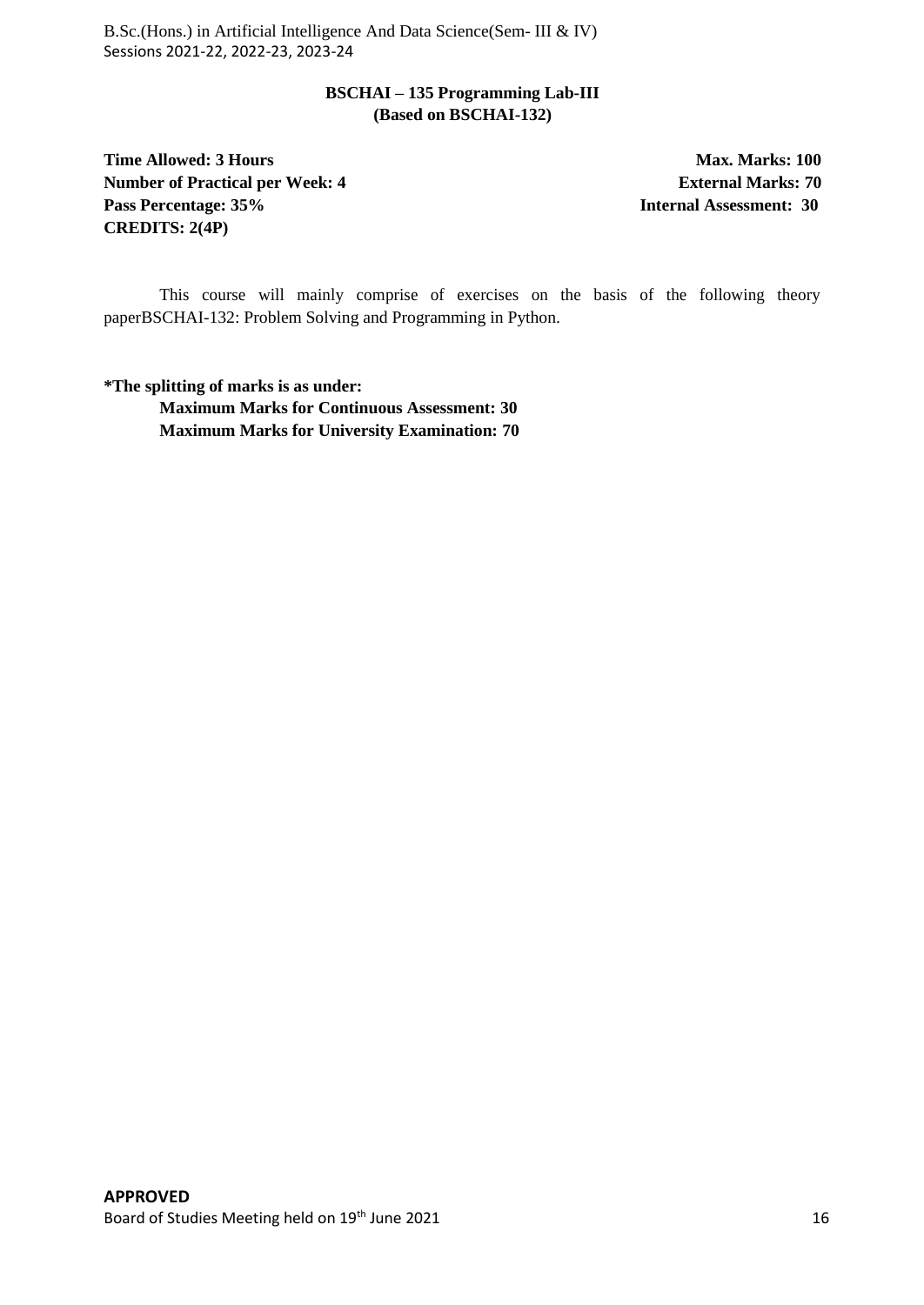## BSCHAI – 135 Programming Lab-III
### (Based on BSCHAI-132)

**Time Allowed: 3 Hours** | **Max. Marks: 100**
**Number of Practical per Week: 4** | **External Marks: 70**
**Pass Percentage: 35%** | **Internal Assessment: 30**
**CREDITS: 2(4P)**

This course will mainly comprise of exercises on the basis of the following theory paperBSCHAI-132: Problem Solving and Programming in Python.

**\*The splitting of marks is as under:**

**Maximum Marks for Continuous Assessment: 30**
**Maximum Marks for University Examination: 70**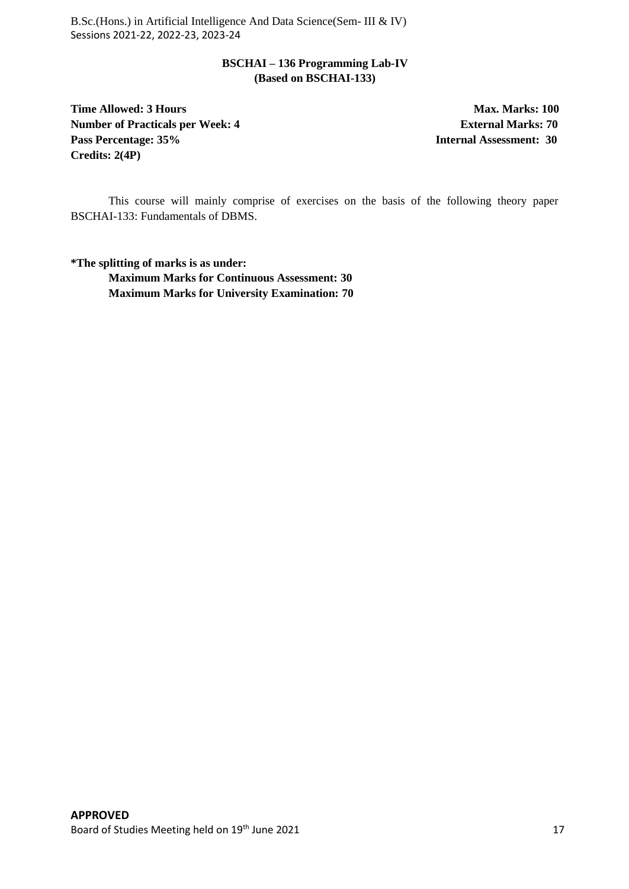## BSCHAI – 136 Programming Lab-IV
### (Based on BSCHAI-133)

| | |
|---|---|
| **Time Allowed: 3 Hours** | **Max. Marks: 100** |
| **Number of Practicals per Week: 4** | **External Marks: 70** |
| **Pass Percentage: 35%** | **Internal Assessment: 30** |
| **Credits: 2(4P)** | |

This course will mainly comprise of exercises on the basis of the following theory paper BSCHAI-133: Fundamentals of DBMS.

**\*The splitting of marks is as under:**

**Maximum Marks for Continuous Assessment: 30**
**Maximum Marks for University Examination: 70**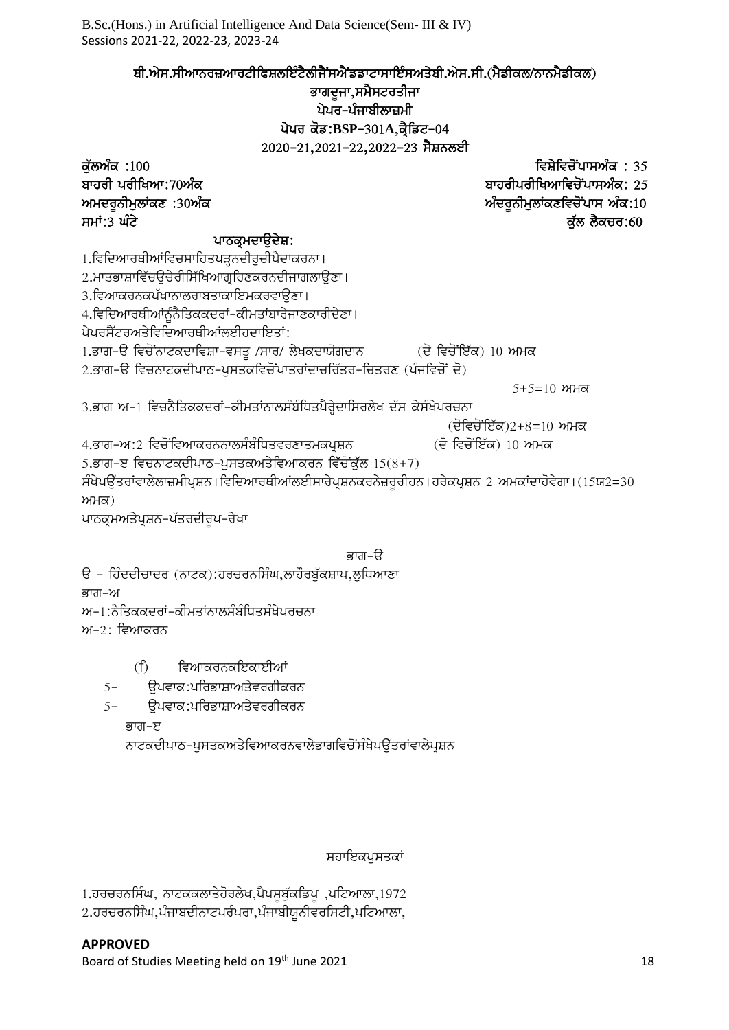B.Sc.(Hons.) in Artificial Intelligence And Data Science(Sem- III & IV)
Sessions 2021-22, 2022-23, 2023-24

## ਬੀ.ਐਸ.ਸੀਆਨਰਜ਼ਆਰਟੀਫਿਸ਼ਲਇੰਟੈਲੀਜੈਂਸਐਂਡਡਾਟਾਸਾਇੰਸਅਤੇਬੀ.ਐਸ.ਸੀ.(ਮੈਡੀਕਲ/ਨਾਨਮੈਡੀਕਲ)

### ਭਾਗਦੂਜਾ,ਸਮੈਸਟਰਤੀਜਾ

### ਪੇਪਰ-ਪੰਜਾਬੀਲਾਜ਼ਮੀ

### ਪੇਪਰ ਕੋਡ:BSP-301A,ਕ੍ਰੈਡਿਟ-04

### 2020-21,2021-22,2022-23 ਸੈਸ਼ਨਲਈ

**ਕੁੱਲਅੰਕ :100** | **ਵਿਸ਼ੇਵਿਚੋਂਪਾਸਅੰਕ : 35**
**ਬਾਹਰੀ ਪਰੀਖਿਆ:70ਅੰਕ** | **ਬਾਹਰੀਪਰੀਖਿਆਵਿਚੋਂਪਾਸਅੰਕ: 25**
**ਅਮਦਰੂਨੀਮੁਲਾਂਕਣ :30ਅੰਕ** | **ਅੰਦਰੂਨੀਮੁਲਾਂਕਣਵਿਚੋਂਪਾਸ ਅੰਕ:10**
**ਸਮਾਂ:3 ਘੰਟੇ** | **ਕੁੱਲ ਲੈਕਚਰ:60**

**ਪਾਠਕ੍ਰਮਦਾਉਦੇਸ਼:**

1.ਵਿਦਿਆਰਥੀਆਂਵਿਚਸਾਹਿਤਪੜ੍ਹਨਦੀਰੁਚੀਪੈਦਾਕਰਨਾ।
2.ਮਾਤਭਾਸ਼ਾਵਿੱਚਉਚੇਰੀਸਿੱਖਿਆਗ੍ਰਹਿਣਕਰਨਦੀਜਾਗਲਾਉਣਾ।
3.ਵਿਆਕਰਨਕਪੱਖਨਾਲਰਾਬਤਾਕਾਇਮਕਰਵਾਉਣਾ।
4.ਵਿਦਿਆਰਥੀਆਂਨੂੰਨੈਤਿਕਕਦਰਾਂ-ਕੀਮਤਾਂਬਾਰੇਜਾਣਕਾਰੀਦੇਣਾ।

ਪੇਪਰਸੈੱਟਰਅਤੇਵਿਦਿਆਰਥੀਆਂਲਈਹਦਾਇਤਾਂ:

1.ਭਾਗ-ੳ ਵਿਚੋਂਨਾਟਕਦਾਵਿਸ਼ਾ-ਵਸਤੂ /ਸਾਰ/ ਲੇਖਕਦਾਯੋਗਦਾਨ (ਦੋ ਵਿਚੋਂਇੱਕ) 10 ਅਮਕ
2.ਭਾਗ-ੳ ਵਿਚਨਾਟਕਦੀਪਾਠ-ਪੁਸਤਕਵਿਚੋਂਪਾਤਰਾਂਦਾਚਰਿੱਤਰ-ਚਿਤਰਣ (ਪੰਜਵਿਚੋਂ ਦੋ)
5+5=10 ਅਮਕ
3.ਭਾਗ ਅ-1 ਵਿਚਨੈਤਿਕਕਦਰਾਂ-ਕੀਮਤਾਂਨਾਲਸੰਬੰਧਿਤਪੈਰ੍ਹੇਦਾਸਿਰਲੇਖ ਦੱਸ ਕੇਸੰਖੇਪਰਚਨਾ
(ਦੋਵਿਚੋਂਇੱਕ)2+8=10 ਅਮਕ
4.ਭਾਗ-ਅ:2 ਵਿਚੋਂਵਿਆਕਰਨਨਾਲਸੰਬੰਧਿਤਵਰਣਾਤਮਕਪ੍ਰਸ਼ਨ (ਦੋ ਵਿਚੋਂਇੱਕ) 10 ਅਮਕ
5.ਭਾਗ-ੲ ਵਿਚਨਾਟਕਦੀਪਾਠ-ਪੁਸਤਕਅਤੇਵਿਆਕਰਨ ਵਿੱਚੋਂਕੁੱਲ 15(8+7)
ਸੰਖੇਪਉੱਤਰਾਂਵਾਲੇਲਾਜ਼ਮੀਪ੍ਰਸ਼ਨ।ਵਿਦਿਆਰਥੀਆਂਲਈਸਾਰੇਪ੍ਰਸ਼ਨਕਰਨੇਜ਼ਰੂਰੀਹਨ।ਹਰੇਕਪ੍ਰਸ਼ਨ 2 ਅਮਕਾਂਦਾਹੋਵੇਗਾ।(15ਯ2=30 ਅਮਕ)

ਪਾਠਕ੍ਰਮਅਤੇਪ੍ਰਸ਼ਨ-ਪੱਤਰਦੀਰੂਪ-ਰੇਖਾ

**ਭਾਗ-ੳ**

ੳ - ਹਿੰਦਦੀਚਾਦਰ (ਨਾਟਕ):ਹਰਚਰਨਸਿੰਘ,ਲਾਹੌਰਬੁੱਕਸ਼ਾਪ,ਲੁਧਿਆਣਾ

ਭਾਗ-ਅ

ਅ-1:ਨੈਤਿਕਕਦਰਾਂ-ਕੀਮਤਾਂਨਾਲਸੰਬੰਧਿਤਸੰਖੇਪਰਚਨਾ

ਅ-2: ਵਿਆਕਰਨ

(f) ਵਿਆਕਰਨਕਇਕਾਈਆਂ

5- ਉਪਵਾਕ:ਪਰਿਭਾਸ਼ਾਅਤੇਵਰਗੀਕਰਨ

5- ਉਪਵਾਕ:ਪਰਿਭਾਸ਼ਾਅਤੇਵਰਗੀਕਰਨ

ਭਾਗ-ੲ

ਨਾਟਕਦੀਪਾਠ-ਪੁਸਤਕਅਤੇਵਿਆਕਰਨਵਾਲੇਭਾਗਵਿਚੋਂਸੰਖੇਪਉੱਤਰਾਂਵਾਲੇਪ੍ਰਸ਼ਨ

**ਸਹਾਇਕਪੁਸਤਕਾਂ**

1.ਹਰਚਰਨਸਿੰਘ, ਨਾਟਕਕਲਾਤੇਹੋਰਲੇਖ,ਪੈਪਸੂਬੁੱਕਡਿਪੂ ,ਪਟਿਆਲਾ,1972
2.ਹਰਚਰਨਸਿੰਘ,ਪੰਜਾਬਦੀਨਾਟਪਰੰਪਰਾ,ਪੰਜਾਬੀਯੂਨੀਵਰਸਿਟੀ,ਪਟਿਆਲਾ,

**APPROVED**
Board of Studies Meeting held on 19th June 2021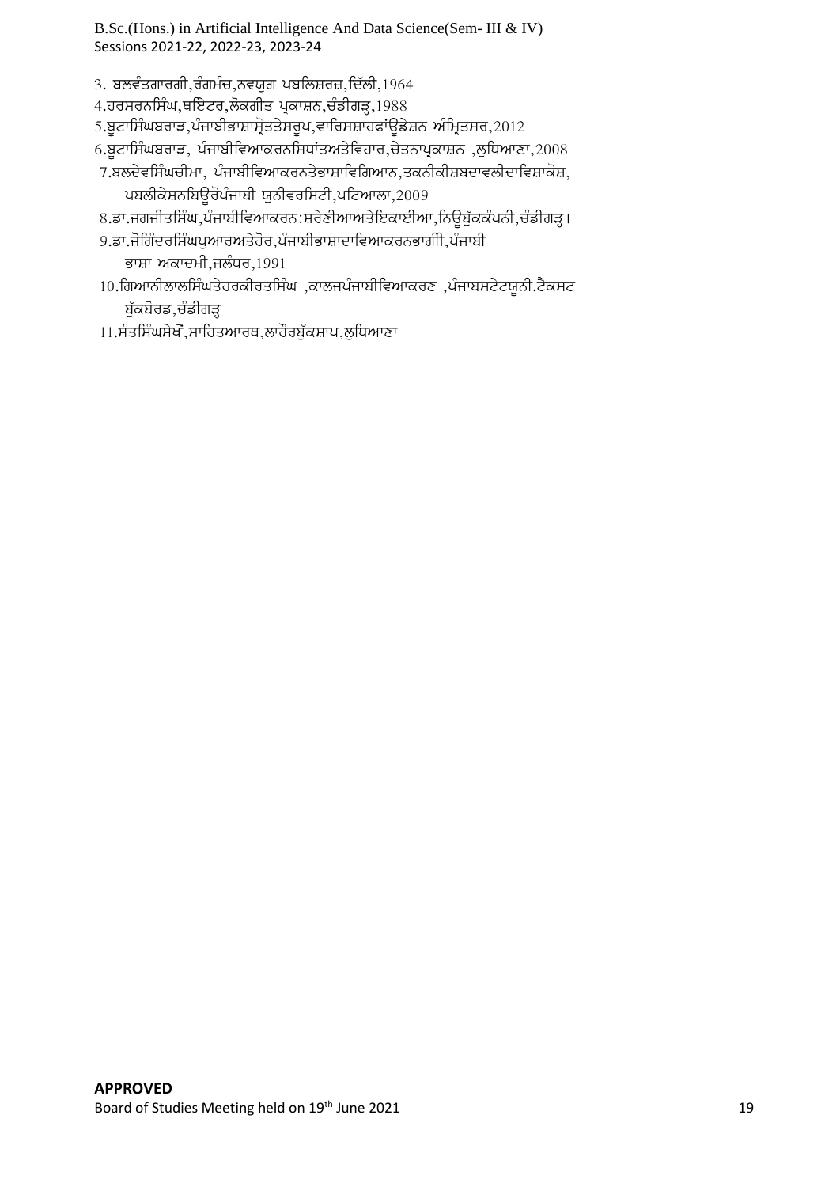3. ਬਲਵੰਤਗਾਰਗੀ,ਰੰਗਮੰਚ,ਨਵਯੁਗ ਪਬਲਿਸ਼ਰਜ਼,ਦਿੱਲੀ,1964

4.ਹਰਸਰਨਸਿੰਘ,ਥਇਟਰ,ਲੋਕਗੀਤ ਪ੍ਰਕਾਸ਼ਨ,ਚੰਡੀਗੜ੍ਹ,1988

5.ਬੂਟਾਸਿੰਘਬਰਾੜ,ਪੰਜਾਬੀਭਾਸ਼ਾਸ੍ਰੋਤਤੇਸਰੂਪ,ਵਾਰਿਸਸ਼ਾਹਫਾਂਊਡੇਸ਼ਨ ਅੰਮ੍ਰਿਤਸਰ,2012

6.ਬੂਟਾਸਿੰਘਬਰਾੜ, ਪੰਜਾਬੀਵਿਆਕਰਨਸਿਧਾਂਤਅਤੇਵਿਹਾਰ,ਚੇਤਨਾਪ੍ਰਕਾਸ਼ਨ ,ਲੁਧਿਆਣਾ,2008

7.ਬਲਦੇਵਸਿੰਘਚੀਮਾ, ਪੰਜਾਬੀਵਿਆਕਰਨਤੇਭਾਸ਼ਾਵਿਗਿਆਨ,ਤਕਨੀਕੀਸ਼ਬਦਾਵਲੀਦਾਵਿਸ਼ਾਕੋਸ਼, ਪਬਲੀਕੇਸ਼ਨਬਿਊਰੋਪੰਜਾਬੀ ਯੂਨੀਵਰਸਿਟੀ,ਪਟਿਆਲਾ,2009

8.ਡਾ.ਜਗਜੀਤਸਿੰਘ,ਪੰਜਾਬੀਵਿਆਕਰਨ:ਸ਼ਰੇਣੀਆਅਤੇਇਕਾਈਆ,ਨਿਊਬੁੱਕਕੰਪਨੀ,ਚੰਡੀਗੜ੍ਹ।

9.ਡਾ.ਜੋਗਿੰਦਰਸਿੰਘਪੁਆਰਅਤੇਹੋਰ,ਪੰਜਾਬੀਭਾਸ਼ਾਦਾਵਿਆਕਰਨਭਾਗੀI,ਪੰਜਾਬੀ ਭਾਸ਼ਾ ਅਕਾਦਮੀ,ਜਲੰਧਰ,1991

10.ਗਿਆਨੀਲਾਲਸਿੰਘਤੇਹਰਕੀਰਤਸਿੰਘ ,ਕਾਲਜਪੰਜਾਬੀਵਿਆਕਰਣ ,ਪੰਜਾਬਸਟੇਟਯੂਨੀ.ਟੈਕਸਟ ਬੁੱਕਬੋਰਡ,ਚੰਡੀਗੜ੍ਹ

11.ਸੰਤਸਿੰਘਸੇਖੋਂ,ਸਾਹਿਤਆਰਥ,ਲਾਹੌਰਬੁੱਕਸ਼ਾਪ,ਲੁਧਿਆਣਾ

**APPROVED**

Board of Studies Meeting held on 19th June 2021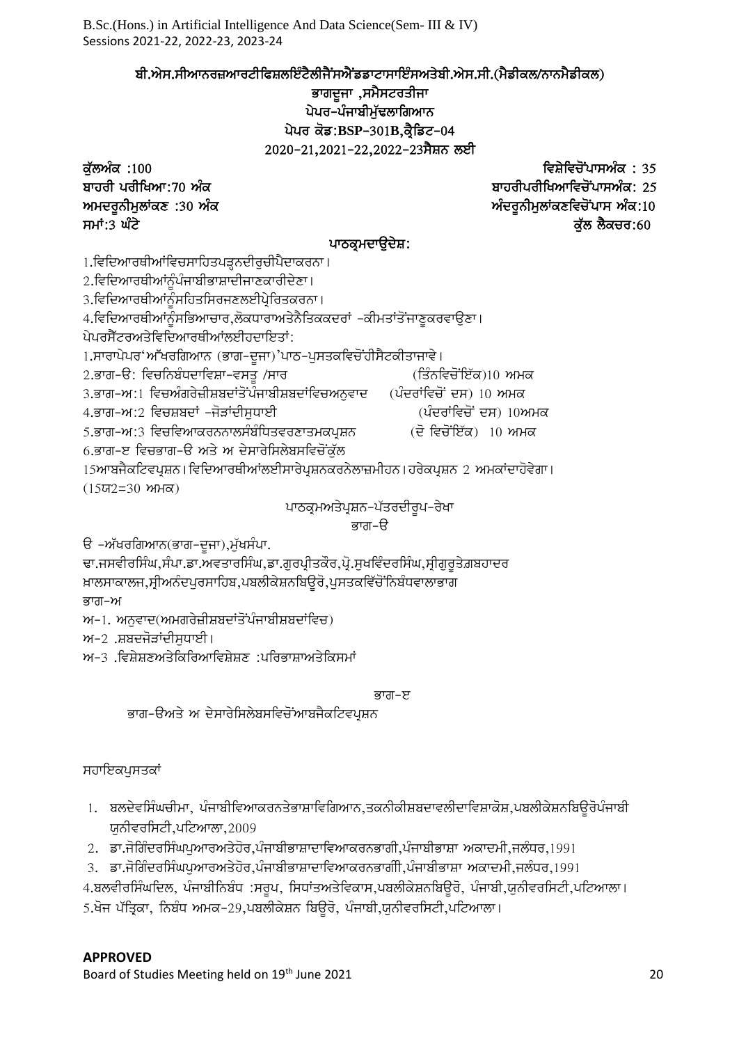B.Sc.(Hons.) in Artificial Intelligence And Data Science(Sem- III & IV)
Sessions 2021-22, 2022-23, 2023-24

## ਬੀ.ਐਸ.ਸੀਆਨਰਜ਼ਆਰਟੀਫਿਸ਼ਲਇੰਟੈਲੀਜੈਂਸਐਂਡਡਾਟਾਸਾਇੰਸਅਤੇਬੀ.ਐਸ.ਸੀ.(ਮੈਡੀਕਲ/ਨਾਨਮੈਡੀਕਲ)

**ਭਾਗਦੂਜਾ ,ਸਮੈਸਟਰਤੀਜਾ**

**ਪੇਪਰ–ਪੰਜਾਬੀਮੁੱਢਲਾਗਿਆਨ**

**ਪੇਪਰ ਕੋਡ:BSP–301B,ਕ੍ਰੈਡਿਟ–04**

**2020–21,2021–22,2022–23ਸੈਸ਼ਨ ਲਈ**

**ਕੁੱਲਅੰਕ :100** | **ਵਿਸ਼ੇਵਿਚੋਂਪਾਸਅੰਕ : 35**

**ਬਾਹਰੀ ਪਰੀਖਿਆ:70 ਅੰਕ** | **ਬਾਹਰੀਪਰੀਖਿਆਵਿਚੋਂਪਾਸਅੰਕ: 25**

**ਅਮਦਰੂਨੀਮੁਲਾਂਕਣ :30 ਅੰਕ** | **ਅੰਦਰੂਨੀਮੁਲਾਂਕਣਵਿਚੋਂਪਾਸ ਅੰਕ:10**

**ਸਮਾਂ:3 ਘੰਟੇ** | **ਕੁੱਲ ਲੈਕਚਰ:60**

### ਪਾਠਕ੍ਰਮਦਾਉਦੇਸ਼:

1.ਵਿਦਿਆਰਥੀਆਂਵਿਚਸਾਹਿਤਪੜ੍ਹਨਦੀਰੁਚੀਪੈਦਾਕਰਨਾ।
2.ਵਿਦਿਆਰਥੀਆਂਨੂੰਪੰਜਾਬੀਭਾਸ਼ਾਦੀਜਾਣਕਾਰੀਦੇਣਾ।
3.ਵਿਦਿਆਰਥੀਆਂਨੂੰਸਹਿਤਸਿਰਜਣਲਈਪ੍ਰੇਰਿਤਕਰਨਾ।
4.ਵਿਦਿਆਰਥੀਆਂਨੂੰਸਭਿਆਚਾਰ,ਲੋਕਧਾਰਾਅਤੇਨੈਤਿਕਕਦਰਾਂ –ਕੀਮਤਾਂਤੋਂਜਾਣੂਕਰਵਾਉਣਾ।

ਪੇਪਰਸੈਟਰਅਤੇਵਿਦਿਆਰਥੀਆਂਲਈਹਦਾਇਤਾਂ:

1.ਸਾਰਾਪੇਪਰ'ਅੱਖਰਗਿਆਨ (ਭਾਗ–ਦੂਜਾ)'ਪਾਠ–ਪੁਸਤਕਵਿਚੋਂਹੀਸੈਟਕੀਤਾਜਾਵੇ।
2.ਭਾਗ–ੳ: ਵਿਚਨਿਬੰਧਦਾਵਿਸ਼ਾ–ਵਸਤੂ /ਸਾਰ (ਤਿੰਨਵਿਚੋਂਇੱਕ)10 ਅਮਕ
3.ਭਾਗ–ਅ:1 ਵਿਚਅੰਗਰੇਜ਼ੀਸ਼ਬਦਾਂਤੋਂਪੰਜਾਬੀਸ਼ਬਦਾਂਵਿਚਅਨੁਵਾਦ (ਪੰਦਰਾਂਵਿਚੋਂ ਦਸ) 10 ਅਮਕ
4.ਭਾਗ–ਅ:2 ਵਿਚਸ਼ਬਦਾਂ –ਜੋੜਾਂਦੀਸੁਧਾਈ (ਪੰਦਰਾਂਵਿਚੋਂ ਦਸ) 10ਅਮਕ
5.ਭਾਗ–ਅ:3 ਵਿਚਵਿਆਕਰਨਨਾਲਸੰਬੰਧਿਤਵਰਣਾਤਮਕਪ੍ਰਸ਼ਨ (ਦੋ ਵਿਚੋਂਇੱਕ) 10 ਅਮਕ
6.ਭਾਗ–ੲ ਵਿਚਭਾਗ–ੳ ਅਤੇ ਅ ਦੇਸਾਰੇਸਿਲੇਬਸਵਿਚੋਂਕੁੱਲ 15ਆਬਜੈਕਟਿਵਪ੍ਰਸ਼ਨ।ਵਿਦਿਆਰਥੀਆਂਲਈਸਾਰੇਪ੍ਰਸ਼ਨਕਰਨੇਲਾਜ਼ਮੀਹਨ।ਹਰੇਕਪ੍ਰਸ਼ਨ 2 ਅਮਕਾਂਦਾਹੋਵੇਗਾ। (15ਯ2=30 ਅਮਕ)

### ਪਾਠਕ੍ਰਮਅਤੇਪ੍ਰਸ਼ਨ–ਪੱਤਰਦੀਰੂਪ–ਰੇਖਾ

**ਭਾਗ–ੳ**

ੳ –ਅੱਖਰਗਿਆਨ(ਭਾਗ–ਦੂਜਾ),ਮੁੱਖਸੰਪਾ.
ਢਾ.ਜਸਵੀਰਸਿੰਘ,ਸੰਪਾ.ਡਾ.ਅਵਤਾਰਸਿੰਘ,ਡਾ.ਗੁਰਪ੍ਰੀਤਕੌਰ,ਪ੍ਰੋ.ਸੁਖਵਿੰਦਰਸਿੰਘ,ਸ੍ਰੀਗੁਰੂਤੇਗ਼ਬਹਾਦਰ ਖ਼ਾਲਸਾਕਾਲਜ,ਸ੍ਰੀਅਨੰਦਪੁਰਸਾਹਿਬ,ਪਬਲੀਕੇਸ਼ਨਬਿਊਰੋ,ਪੁਸਤਕਵਿੱਚੋਂਨਿਬੰਧਵਾਲਾਭਾਗ

**ਭਾਗ–ਅ**

ਅ–1. ਅਨੁਵਾਦ(ਅਮਗਰੇਜ਼ੀਸ਼ਬਦਾਂਤੋਂਪੰਜਾਬੀਸ਼ਬਦਾਂਵਿਚ)
ਅ–2 .ਸ਼ਬਦਜੋੜਾਂਦੀਸੁਧਾਈ।
ਅ–3 .ਵਿਸ਼ੇਸ਼ਣਅਤੇਕਿਰਿਆਵਿਸ਼ੇਸ਼ਣ :ਪਰਿਭਾਸ਼ਾਅਤੇਕਿਸਮਾਂ

**ਭਾਗ–ੲ**

ਭਾਗ–ੳਅਤੇ ਅ ਦੇਸਾਰੇਸਿਲੇਬਸਵਿਚੋਂਆਬਜੈਕਟਿਵਪ੍ਰਸ਼ਨ

ਸਹਾਇਕਪੁਸਤਕਾਂ

1. ਬਲਦੇਵਸਿੰਘਚੀਮਾ, ਪੰਜਾਬੀਵਿਆਕਰਨਤੇਭਾਸ਼ਾਵਿਗਿਆਨ,ਤਕਨੀਕੀਸ਼ਬਦਾਵਲੀਦਾਵਿਸ਼ਾਕੋਸ਼,ਪਬਲੀਕੇਸ਼ਨਬਿਊਰੋਪੰਜਾਬੀ ਯੂਨੀਵਰਸਿਟੀ,ਪਟਿਆਲਾ,2009
2. ਡਾ.ਜੋਗਿੰਦਰਸਿੰਘਪੁਆਰਅਤੇਹੋਰ,ਪੰਜਾਬੀਭਾਸ਼ਾਦਾਵਿਆਕਰਨਭਾਗੀ,ਪੰਜਾਬੀਭਾਸ਼ਾ ਅਕਾਦਮੀ,ਜਲੰਧਰ,1991
3. ਡਾ.ਜੋਗਿੰਦਰਸਿੰਘਪੁਆਰਅਤੇਹੋਰ,ਪੰਜਾਬੀਭਾਸ਼ਾਦਾਵਿਆਕਰਨਭਾਗੀ,ਪੰਜਾਬੀਭਾਸ਼ਾ ਅਕਾਦਮੀ,ਜਲੰਧਰ,1991
4. ਬਲਵੀਰਸਿੰਘਦਿਲ, ਪੰਜਾਬੀਨਿਬੰਧ :ਸਰੂਪ, ਸਿਧਾਂਤਅਤੇਵਿਕਾਸ,ਪਬਲੀਕੇਸ਼ਨਬਿਊਰੋ, ਪੰਜਾਬੀ,ਯੂਨੀਵਰਸਿਟੀ,ਪਟਿਆਲਾ।
5. ਖੋਜ ਪੱਤ੍ਰਿਕਾ, ਨਿਬੰਧ ਅਮਕ–29,ਪਬਲੀਕੇਸ਼ਨ ਬਿਊਰੋ, ਪੰਜਾਬੀ,ਯੂਨੀਵਰਸਿਟੀ,ਪਟਿਆਲਾ।

**APPROVED**
Board of Studies Meeting held on 19th June 2021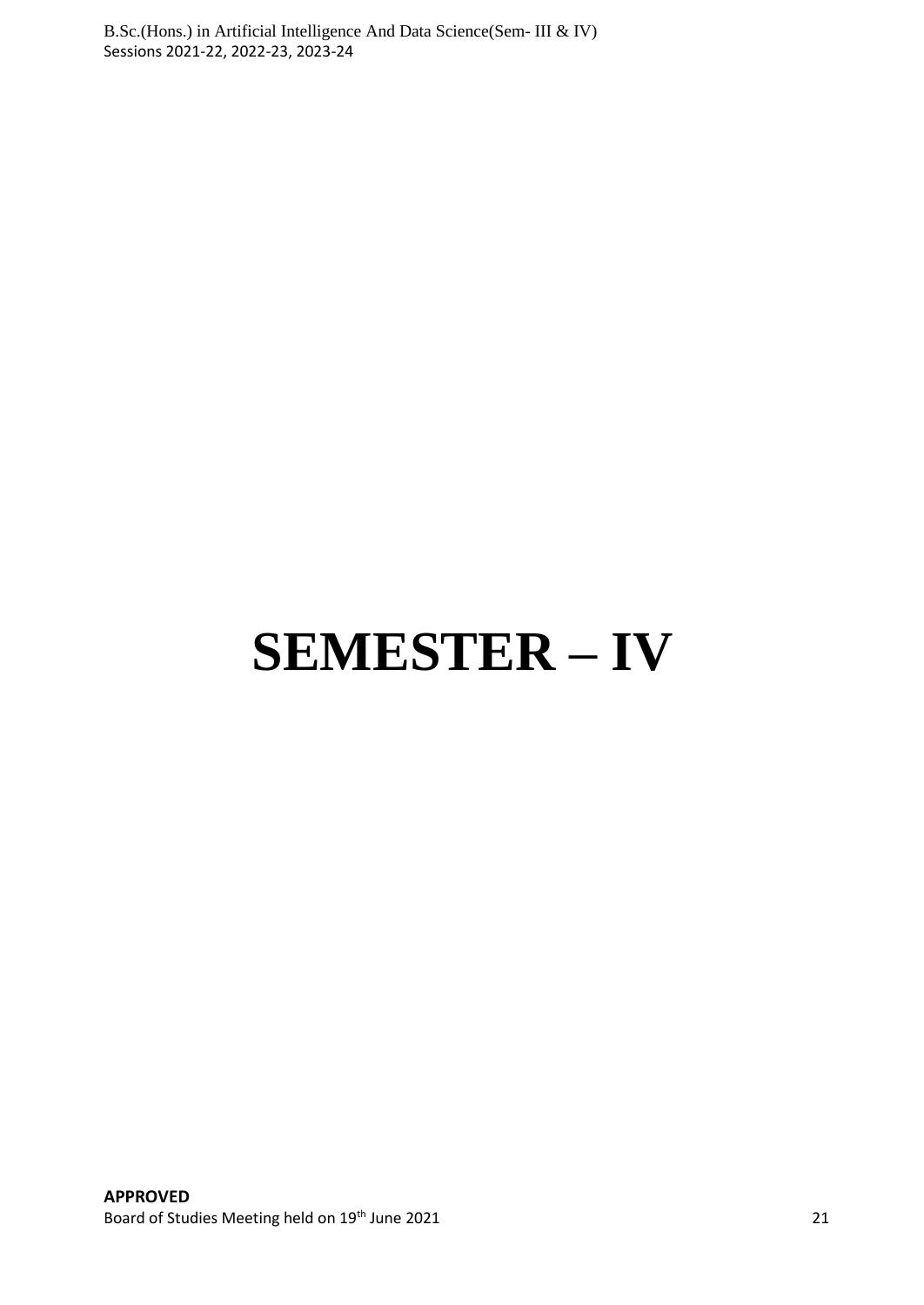# SEMESTER – IV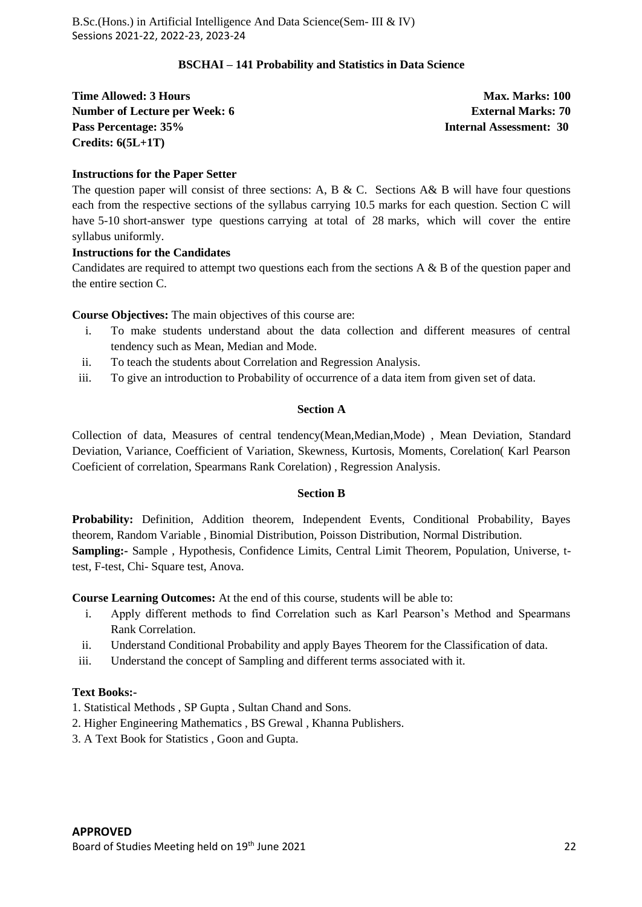## BSCHAI – 141 Probability and Statistics in Data Science

**Time Allowed: 3 Hours** | **Max. Marks: 100**
**Number of Lecture per Week: 6** | **External Marks: 70**
**Pass Percentage: 35%** | **Internal Assessment: 30**
**Credits: 6(5L+1T)**

**Instructions for the Paper Setter**

The question paper will consist of three sections: A, B & C. Sections A& B will have four questions each from the respective sections of the syllabus carrying 10.5 marks for each question. Section C will have 5-10 short-answer type questions carrying at total of 28 marks, which will cover the entire syllabus uniformly.

**Instructions for the Candidates**

Candidates are required to attempt two questions each from the sections A & B of the question paper and the entire section C.

**Course Objectives:** The main objectives of this course are:

i. To make students understand about the data collection and different measures of central tendency such as Mean, Median and Mode.
ii. To teach the students about Correlation and Regression Analysis.
iii. To give an introduction to Probability of occurrence of a data item from given set of data.

### Section A

Collection of data, Measures of central tendency(Mean,Median,Mode) , Mean Deviation, Standard Deviation, Variance, Coefficient of Variation, Skewness, Kurtosis, Moments, Corelation( Karl Pearson Coeficient of correlation, Spearmans Rank Corelation) , Regression Analysis.

### Section B

**Probability:** Definition, Addition theorem, Independent Events, Conditional Probability, Bayes theorem, Random Variable , Binomial Distribution, Poisson Distribution, Normal Distribution.

**Sampling:-** Sample , Hypothesis, Confidence Limits, Central Limit Theorem, Population, Universe, t-test, F-test, Chi- Square test, Anova.

**Course Learning Outcomes:** At the end of this course, students will be able to:

i. Apply different methods to find Correlation such as Karl Pearson's Method and Spearmans Rank Correlation.
ii. Understand Conditional Probability and apply Bayes Theorem for the Classification of data.
iii. Understand the concept of Sampling and different terms associated with it.

**Text Books:-**

1. Statistical Methods , SP Gupta , Sultan Chand and Sons.
2. Higher Engineering Mathematics , BS Grewal , Khanna Publishers.
3. A Text Book for Statistics , Goon and Gupta.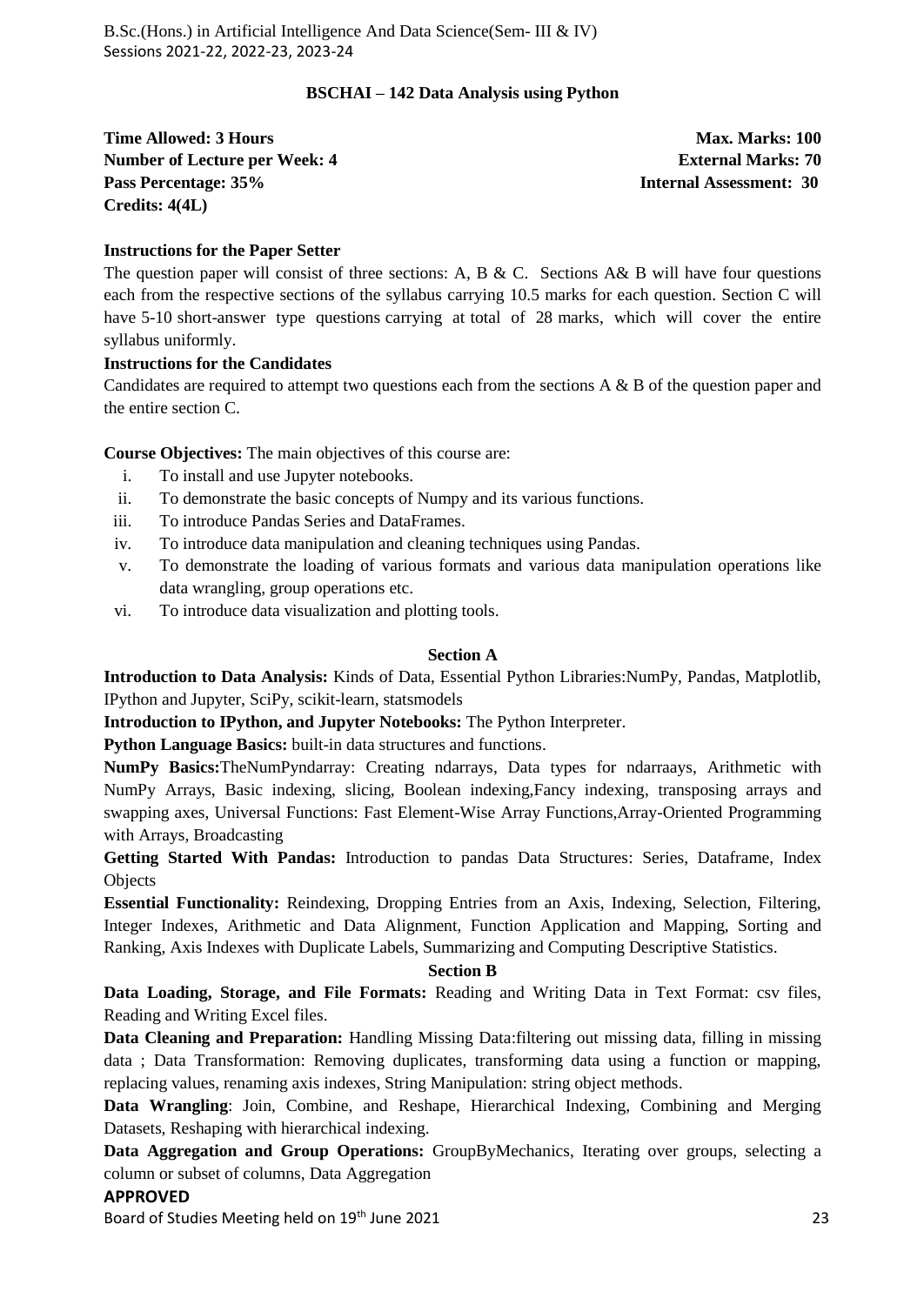## BSCHAI – 142 Data Analysis using Python

**Time Allowed: 3 Hours** **Max. Marks: 100**
**Number of Lecture per Week: 4** **External Marks: 70**
**Pass Percentage: 35%** **Internal Assessment: 30**
**Credits: 4(4L)**

**Instructions for the Paper Setter**

The question paper will consist of three sections: A, B & C. Sections A& B will have four questions each from the respective sections of the syllabus carrying 10.5 marks for each question. Section C will have 5-10 short-answer type questions carrying at total of 28 marks, which will cover the entire syllabus uniformly.

**Instructions for the Candidates**

Candidates are required to attempt two questions each from the sections A & B of the question paper and the entire section C.

**Course Objectives:** The main objectives of this course are:

i. To install and use Jupyter notebooks.
ii. To demonstrate the basic concepts of Numpy and its various functions.
iii. To introduce Pandas Series and DataFrames.
iv. To introduce data manipulation and cleaning techniques using Pandas.
v. To demonstrate the loading of various formats and various data manipulation operations like data wrangling, group operations etc.
vi. To introduce data visualization and plotting tools.

### Section A

**Introduction to Data Analysis:** Kinds of Data, Essential Python Libraries:NumPy, Pandas, Matplotlib, IPython and Jupyter, SciPy, scikit-learn, statsmodels

**Introduction to IPython, and Jupyter Notebooks:** The Python Interpreter.

**Python Language Basics:** built-in data structures and functions.

**NumPy Basics:**TheNumPyndarray: Creating ndarrays, Data types for ndarraays, Arithmetic with NumPy Arrays, Basic indexing, slicing, Boolean indexing,Fancy indexing, transposing arrays and swapping axes, Universal Functions: Fast Element-Wise Array Functions,Array-Oriented Programming with Arrays, Broadcasting

**Getting Started With Pandas:** Introduction to pandas Data Structures: Series, Dataframe, Index Objects

**Essential Functionality:** Reindexing, Dropping Entries from an Axis, Indexing, Selection, Filtering, Integer Indexes, Arithmetic and Data Alignment, Function Application and Mapping, Sorting and Ranking, Axis Indexes with Duplicate Labels, Summarizing and Computing Descriptive Statistics.

### Section B

**Data Loading, Storage, and File Formats:** Reading and Writing Data in Text Format: csv files, Reading and Writing Excel files.

**Data Cleaning and Preparation:** Handling Missing Data:filtering out missing data, filling in missing data ; Data Transformation: Removing duplicates, transforming data using a function or mapping, replacing values, renaming axis indexes, String Manipulation: string object methods.

**Data Wrangling**: Join, Combine, and Reshape, Hierarchical Indexing, Combining and Merging Datasets, Reshaping with hierarchical indexing.

**Data Aggregation and Group Operations:** GroupByMechanics, Iterating over groups, selecting a column or subset of columns, Data Aggregation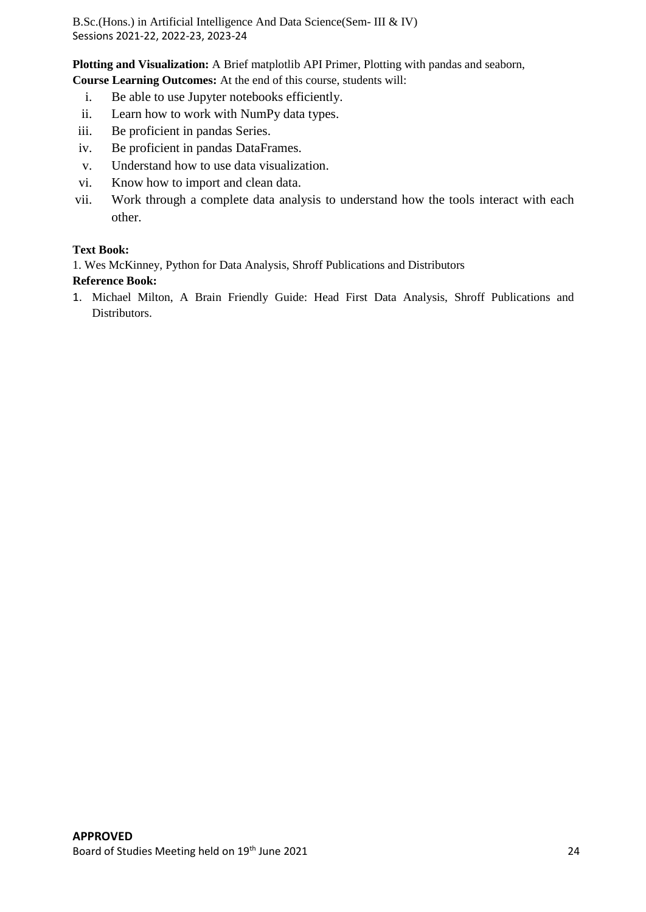**Plotting and Visualization:** A Brief matplotlib API Primer, Plotting with pandas and seaborn,

**Course Learning Outcomes:** At the end of this course, students will:

i. Be able to use Jupyter notebooks efficiently.
ii. Learn how to work with NumPy data types.
iii. Be proficient in pandas Series.
iv. Be proficient in pandas DataFrames.
v. Understand how to use data visualization.
vi. Know how to import and clean data.
vii. Work through a complete data analysis to understand how the tools interact with each other.

**Text Book:**

1. Wes McKinney, Python for Data Analysis, Shroff Publications and Distributors

**Reference Book:**

1. Michael Milton, A Brain Friendly Guide: Head First Data Analysis, Shroff Publications and Distributors.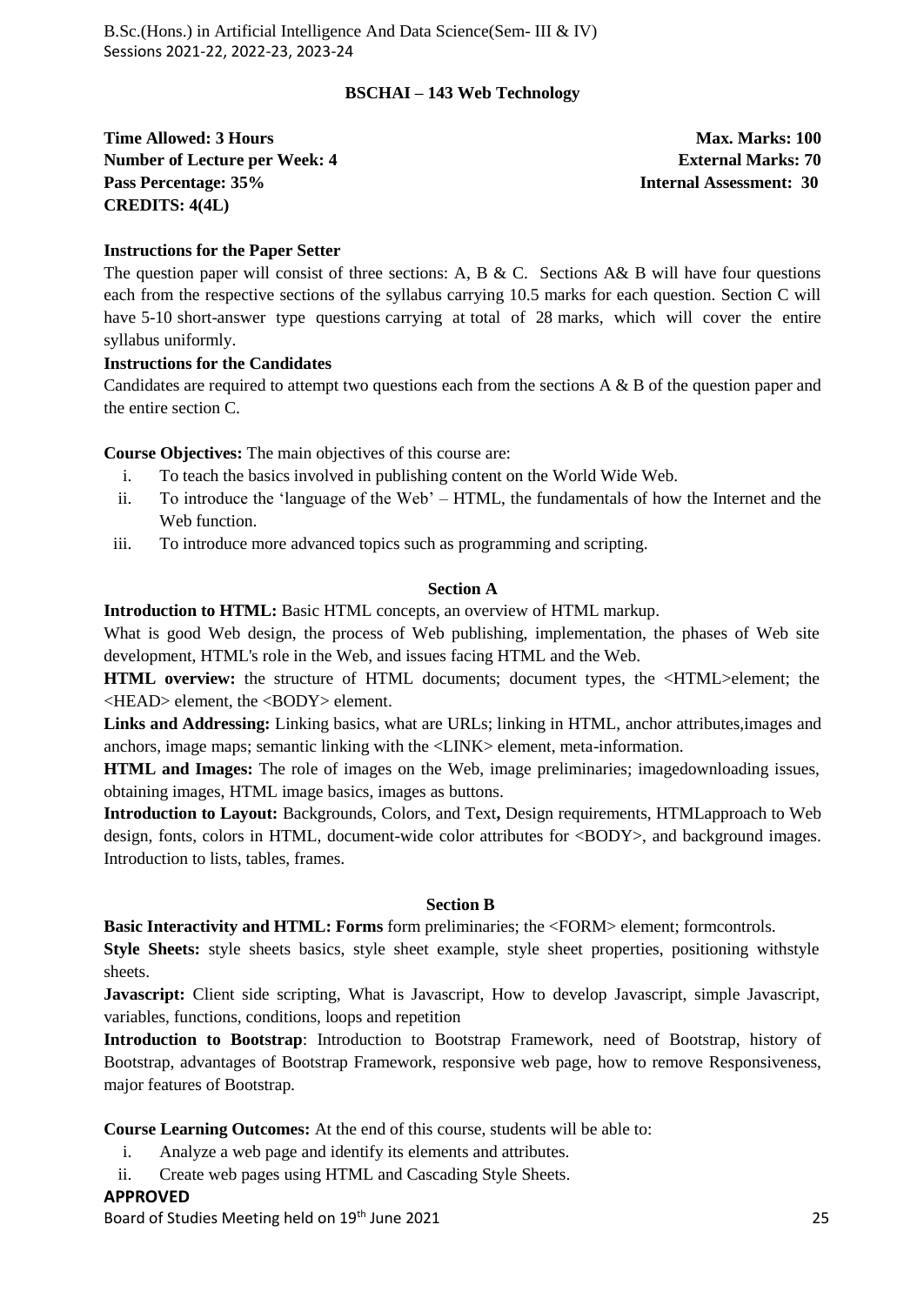## BSCHAI – 143 Web Technology

**Time Allowed: 3 Hours** **Max. Marks: 100**
**Number of Lecture per Week: 4** **External Marks: 70**
**Pass Percentage: 35%** **Internal Assessment: 30**
**CREDITS: 4(4L)**

**Instructions for the Paper Setter**

The question paper will consist of three sections: A, B & C. Sections A& B will have four questions each from the respective sections of the syllabus carrying 10.5 marks for each question. Section C will have 5-10 short-answer type questions carrying at total of 28 marks, which will cover the entire syllabus uniformly.

**Instructions for the Candidates**

Candidates are required to attempt two questions each from the sections A & B of the question paper and the entire section C.

**Course Objectives:** The main objectives of this course are:

i. To teach the basics involved in publishing content on the World Wide Web.
ii. To introduce the 'language of the Web' – HTML, the fundamentals of how the Internet and the Web function.
iii. To introduce more advanced topics such as programming and scripting.

### Section A

**Introduction to HTML:** Basic HTML concepts, an overview of HTML markup.

What is good Web design, the process of Web publishing, implementation, the phases of Web site development, HTML's role in the Web, and issues facing HTML and the Web.

**HTML overview:** the structure of HTML documents; document types, the <HTML>element; the <HEAD> element, the <BODY> element.

**Links and Addressing:** Linking basics, what are URLs; linking in HTML, anchor attributes,images and anchors, image maps; semantic linking with the <LINK> element, meta-information.

**HTML and Images:** The role of images on the Web, image preliminaries; imagedownloading issues, obtaining images, HTML image basics, images as buttons.

**Introduction to Layout:** Backgrounds, Colors, and Text**,** Design requirements, HTMLapproach to Web design, fonts, colors in HTML, document-wide color attributes for <BODY>, and background images. Introduction to lists, tables, frames.

### Section B

**Basic Interactivity and HTML: Forms** form preliminaries; the <FORM> element; formcontrols.

**Style Sheets:** style sheets basics, style sheet example, style sheet properties, positioning withstyle sheets.

**Javascript:** Client side scripting, What is Javascript, How to develop Javascript, simple Javascript, variables, functions, conditions, loops and repetition

**Introduction to Bootstrap**: Introduction to Bootstrap Framework, need of Bootstrap, history of Bootstrap, advantages of Bootstrap Framework, responsive web page, how to remove Responsiveness, major features of Bootstrap.

**Course Learning Outcomes:** At the end of this course, students will be able to:

i. Analyze a web page and identify its elements and attributes.
ii. Create web pages using HTML and Cascading Style Sheets.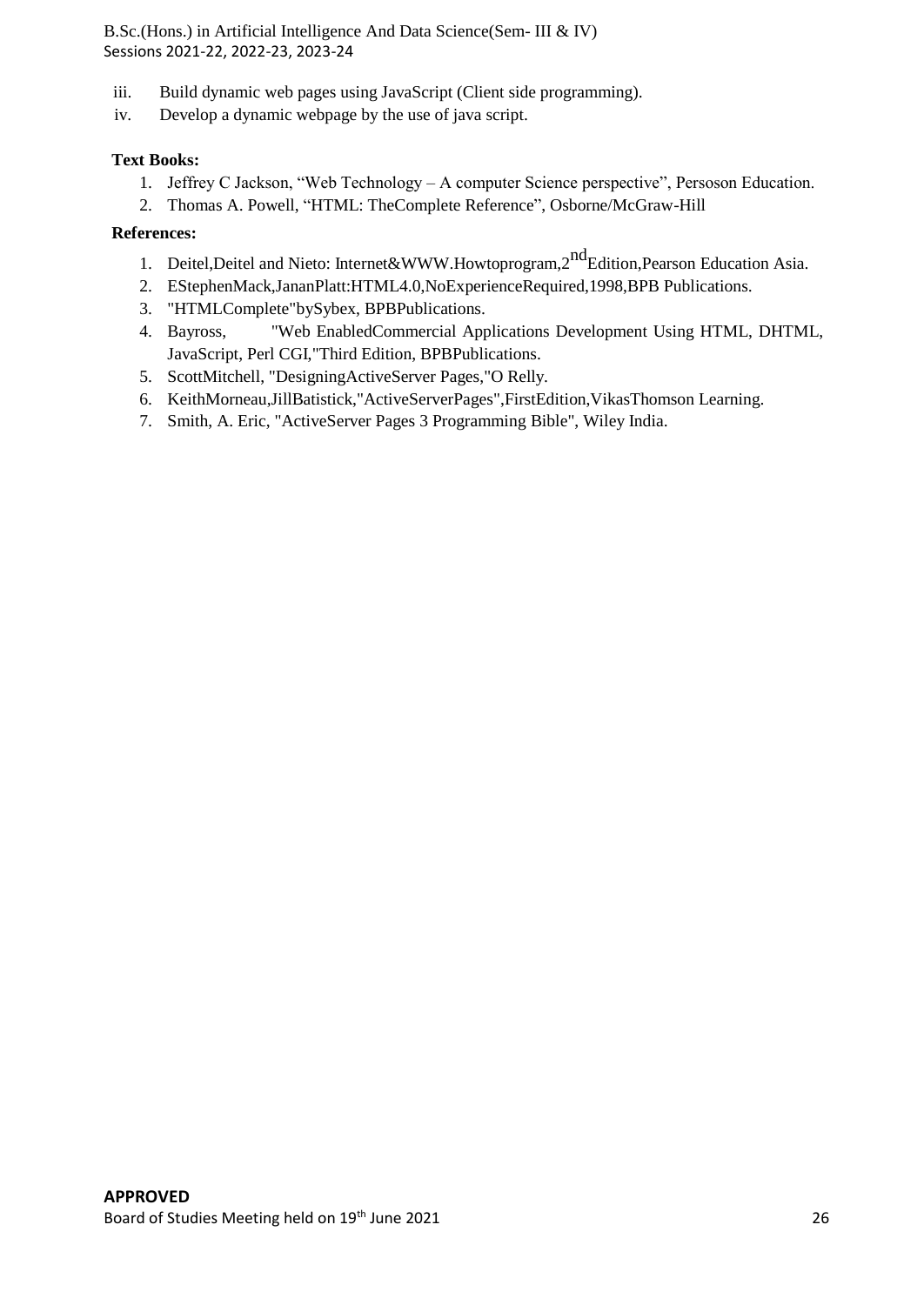iii. Build dynamic web pages using JavaScript (Client side programming).
iv. Develop a dynamic webpage by the use of java script.

**Text Books:**

1. Jeffrey C Jackson, "Web Technology – A computer Science perspective", Persoson Education.
2. Thomas A. Powell, "HTML: TheComplete Reference", Osborne/McGraw-Hill

**References:**

1. Deitel,Deitel and Nieto: Internet&WWW.Howtoprogram,2nd Edition,Pearson Education Asia.
2. EStephenMack,JananPlatt:HTML4.0,NoExperienceRequired,1998,BPB Publications.
3. "HTMLComplete"bySybex, BPBPublications.
4. Bayross, "Web EnabledCommercial Applications Development Using HTML, DHTML, JavaScript, Perl CGI,"Third Edition, BPBPublications.
5. ScottMitchell, "DesigningActiveServer Pages,"O Relly.
6. KeithMorneau,JillBatistick,"ActiveServerPages",FirstEdition,VikasThomson Learning.
7. Smith, A. Eric, "ActiveServer Pages 3 Programming Bible", Wiley India.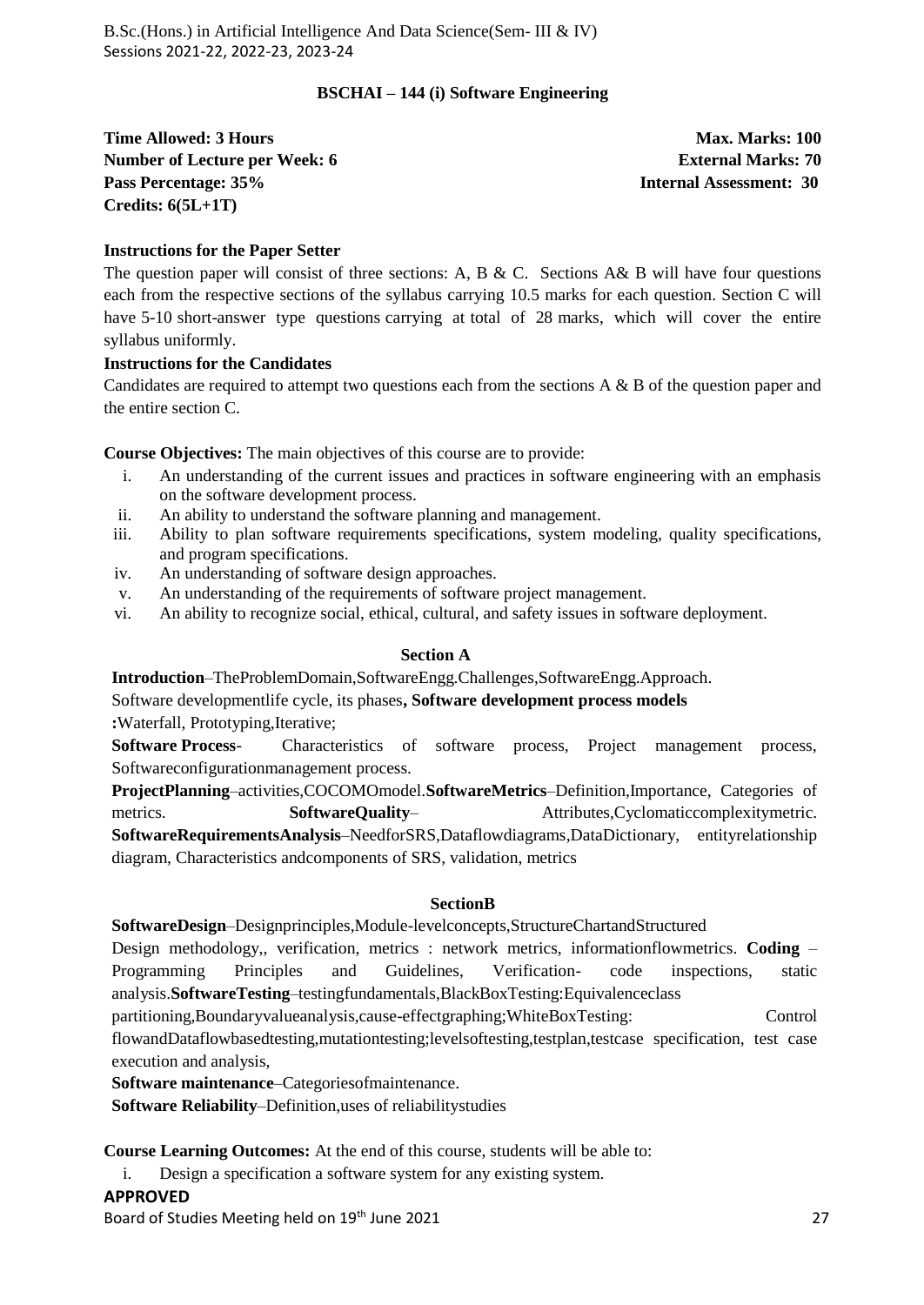## BSCHAI – 144 (i) Software Engineering

**Time Allowed: 3 Hours** **Max. Marks: 100**
**Number of Lecture per Week: 6** **External Marks: 70**
**Pass Percentage: 35%** **Internal Assessment: 30**
**Credits: 6(5L+1T)**

**Instructions for the Paper Setter**

The question paper will consist of three sections: A, B & C. Sections A& B will have four questions each from the respective sections of the syllabus carrying 10.5 marks for each question. Section C will have 5-10 short-answer type questions carrying at total of 28 marks, which will cover the entire syllabus uniformly.

**Instructions for the Candidates**

Candidates are required to attempt two questions each from the sections A & B of the question paper and the entire section C.

**Course Objectives:** The main objectives of this course are to provide:

i. An understanding of the current issues and practices in software engineering with an emphasis on the software development process.
ii. An ability to understand the software planning and management.
iii. Ability to plan software requirements specifications, system modeling, quality specifications, and program specifications.
iv. An understanding of software design approaches.
v. An understanding of the requirements of software project management.
vi. An ability to recognize social, ethical, cultural, and safety issues in software deployment.

### Section A

**Introduction**–TheProblemDomain,SoftwareEngg.Challenges,SoftwareEngg.Approach.
Software developmentlife cycle, its phases**, Software development process models :**Waterfall, Prototyping,Iterative;
**Software Process**- Characteristics of software process, Project management process, Softwareconfigurationmanagement process.
**ProjectPlanning**–activities,COCOMOmodel.**SoftwareMetrics**–Definition,Importance, Categories of metrics. **SoftwareQuality**– Attributes,Cyclomaticcomplexitymetric. **SoftwareRequirementsAnalysis**–NeedforSRS,Dataflowdiagrams,DataDictionary, entityrelationship diagram, Characteristics andcomponents of SRS, validation, metrics

### SectionB

**SoftwareDesign**–Designprinciples,Module-levelconcepts,StructureChartandStructured Design methodology,, verification, metrics : network metrics, informationflowmetrics. **Coding** – Programming Principles and Guidelines, Verification- code inspections, static analysis.**SoftwareTesting**–testingfundamentals,BlackBoxTesting:Equivalenceclass partitioning,Boundaryvalueanalysis,cause-effectgraphing;WhiteBoxTesting: Control flowandDataflowbasedtesting,mutationtesting;levelsoftesting,testplan,testcase specification, test case execution and analysis,
**Software maintenance**–Categoriesofmaintenance.
**Software Reliability**–Definition,uses of reliabilitystudies

**Course Learning Outcomes:** At the end of this course, students will be able to:

i. Design a specification a software system for any existing system.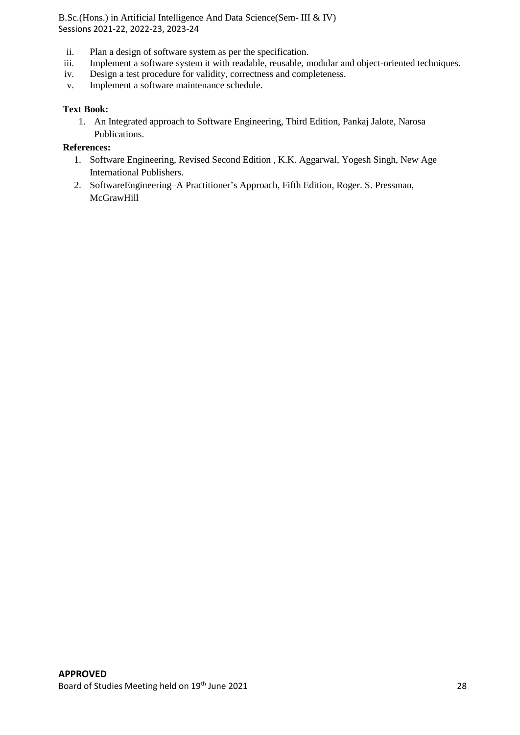ii. Plan a design of software system as per the specification.
iii. Implement a software system it with readable, reusable, modular and object-oriented techniques.
iv. Design a test procedure for validity, correctness and completeness.
v. Implement a software maintenance schedule.

**Text Book:**

1. An Integrated approach to Software Engineering, Third Edition, Pankaj Jalote, Narosa Publications.

**References:**

1. Software Engineering, Revised Second Edition , K.K. Aggarwal, Yogesh Singh, New Age International Publishers.
2. SoftwareEngineering–A Practitioner's Approach, Fifth Edition, Roger. S. Pressman, McGrawHill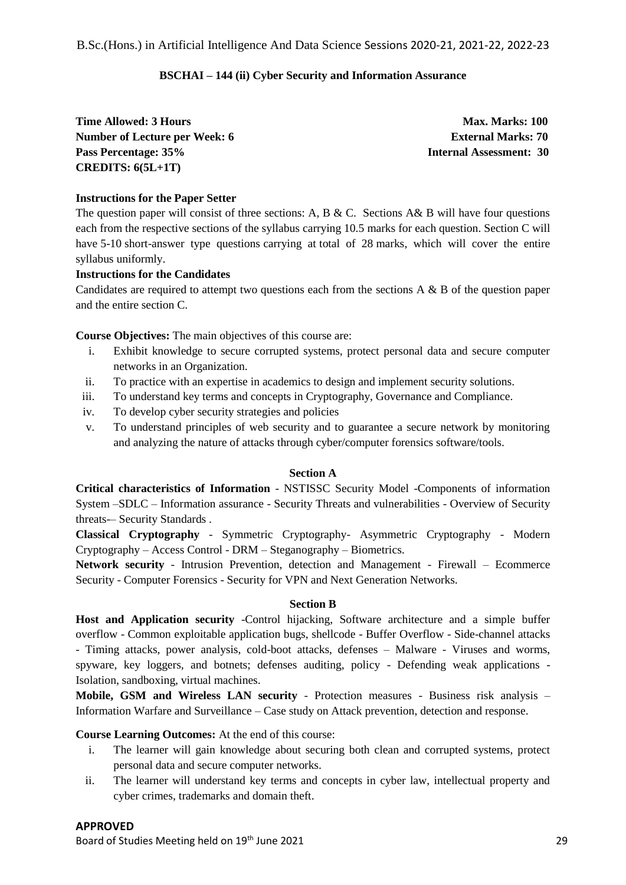### BSCHAI – 144 (ii) Cyber Security and Information Assurance

**Time Allowed: 3 Hours** — **Max. Marks: 100**
**Number of Lecture per Week: 6** — **External Marks: 70**
**Pass Percentage: 35%** — **Internal Assessment: 30**
**CREDITS: 6(5L+1T)**

**Instructions for the Paper Setter**

The question paper will consist of three sections: A, B & C. Sections A& B will have four questions each from the respective sections of the syllabus carrying 10.5 marks for each question. Section C will have 5-10 short-answer type questions carrying at total of 28 marks, which will cover the entire syllabus uniformly.

**Instructions for the Candidates**

Candidates are required to attempt two questions each from the sections A & B of the question paper and the entire section C.

**Course Objectives:** The main objectives of this course are:

i. Exhibit knowledge to secure corrupted systems, protect personal data and secure computer networks in an Organization.
ii. To practice with an expertise in academics to design and implement security solutions.
iii. To understand key terms and concepts in Cryptography, Governance and Compliance.
iv. To develop cyber security strategies and policies
v. To understand principles of web security and to guarantee a secure network by monitoring and analyzing the nature of attacks through cyber/computer forensics software/tools.

**Section A**

**Critical characteristics of Information** - NSTISSC Security Model -Components of information System –SDLC – Information assurance - Security Threats and vulnerabilities - Overview of Security threats-– Security Standards .

**Classical Cryptography** - Symmetric Cryptography- Asymmetric Cryptography - Modern Cryptography – Access Control - DRM – Steganography – Biometrics.

**Network security** - Intrusion Prevention, detection and Management - Firewall – Ecommerce Security - Computer Forensics - Security for VPN and Next Generation Networks.

**Section B**

**Host and Application security** -Control hijacking, Software architecture and a simple buffer overflow - Common exploitable application bugs, shellcode - Buffer Overflow - Side-channel attacks - Timing attacks, power analysis, cold-boot attacks, defenses – Malware - Viruses and worms, spyware, key loggers, and botnets; defenses auditing, policy - Defending weak applications - Isolation, sandboxing, virtual machines.

**Mobile, GSM and Wireless LAN security** - Protection measures - Business risk analysis – Information Warfare and Surveillance – Case study on Attack prevention, detection and response.

**Course Learning Outcomes:** At the end of this course:

i. The learner will gain knowledge about securing both clean and corrupted systems, protect personal data and secure computer networks.
ii. The learner will understand key terms and concepts in cyber law, intellectual property and cyber crimes, trademarks and domain theft.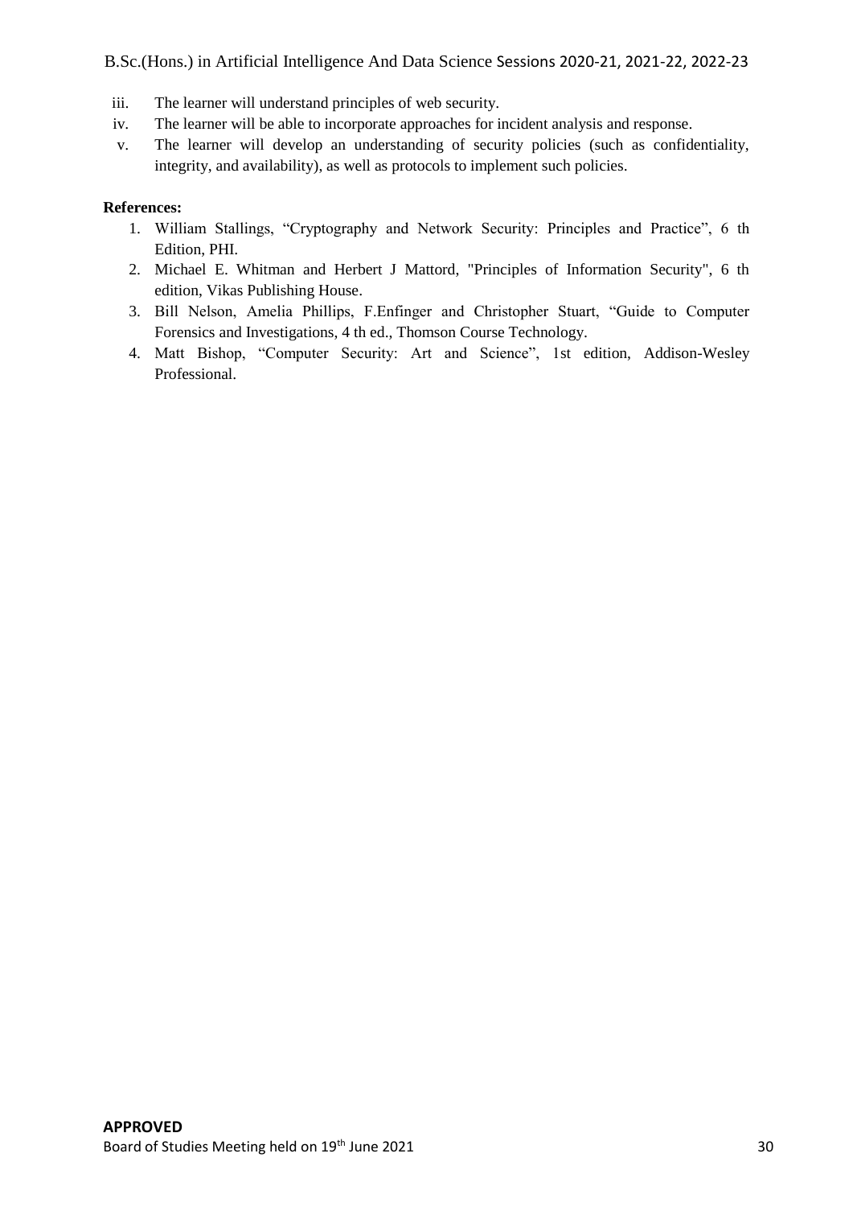iii. The learner will understand principles of web security.
iv. The learner will be able to incorporate approaches for incident analysis and response.
v. The learner will develop an understanding of security policies (such as confidentiality, integrity, and availability), as well as protocols to implement such policies.

**References:**

1. William Stallings, "Cryptography and Network Security: Principles and Practice", 6 th Edition, PHI.
2. Michael E. Whitman and Herbert J Mattord, "Principles of Information Security", 6 th edition, Vikas Publishing House.
3. Bill Nelson, Amelia Phillips, F.Enfinger and Christopher Stuart, "Guide to Computer Forensics and Investigations, 4 th ed., Thomson Course Technology.
4. Matt Bishop, "Computer Security: Art and Science", 1st edition, Addison-Wesley Professional.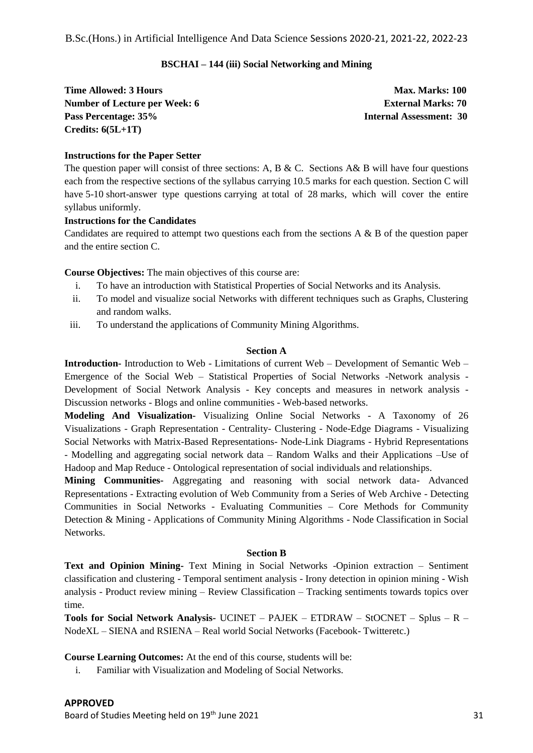## BSCHAI – 144 (iii) Social Networking and Mining

| | |
|---|---|
| **Time Allowed: 3 Hours** | **Max. Marks: 100** |
| **Number of Lecture per Week: 6** | **External Marks: 70** |
| **Pass Percentage: 35%** | **Internal Assessment: 30** |
| **Credits: 6(5L+1T)** | |

**Instructions for the Paper Setter**

The question paper will consist of three sections: A, B & C. Sections A& B will have four questions each from the respective sections of the syllabus carrying 10.5 marks for each question. Section C will have 5-10 short-answer type questions carrying at total of 28 marks, which will cover the entire syllabus uniformly.

**Instructions for the Candidates**

Candidates are required to attempt two questions each from the sections A & B of the question paper and the entire section C.

**Course Objectives:** The main objectives of this course are:

i. To have an introduction with Statistical Properties of Social Networks and its Analysis.
ii. To model and visualize social Networks with different techniques such as Graphs, Clustering and random walks.
iii. To understand the applications of Community Mining Algorithms.

### Section A

**Introduction-** Introduction to Web - Limitations of current Web – Development of Semantic Web – Emergence of the Social Web – Statistical Properties of Social Networks -Network analysis - Development of Social Network Analysis - Key concepts and measures in network analysis - Discussion networks - Blogs and online communities - Web-based networks.

**Modeling And Visualization-** Visualizing Online Social Networks - A Taxonomy of 26 Visualizations - Graph Representation - Centrality- Clustering - Node-Edge Diagrams - Visualizing Social Networks with Matrix-Based Representations- Node-Link Diagrams - Hybrid Representations - Modelling and aggregating social network data – Random Walks and their Applications –Use of Hadoop and Map Reduce - Ontological representation of social individuals and relationships.

**Mining Communities-** Aggregating and reasoning with social network data- Advanced Representations - Extracting evolution of Web Community from a Series of Web Archive - Detecting Communities in Social Networks - Evaluating Communities – Core Methods for Community Detection & Mining - Applications of Community Mining Algorithms - Node Classification in Social Networks.

### Section B

**Text and Opinion Mining-** Text Mining in Social Networks -Opinion extraction – Sentiment classification and clustering - Temporal sentiment analysis - Irony detection in opinion mining - Wish analysis - Product review mining – Review Classification – Tracking sentiments towards topics over time.

**Tools for Social Network Analysis-** UCINET – PAJEK – ETDRAW – StOCNET – Splus – R – NodeXL – SIENA and RSIENA – Real world Social Networks (Facebook- Twitteretc.)

**Course Learning Outcomes:** At the end of this course, students will be:

i. Familiar with Visualization and Modeling of Social Networks.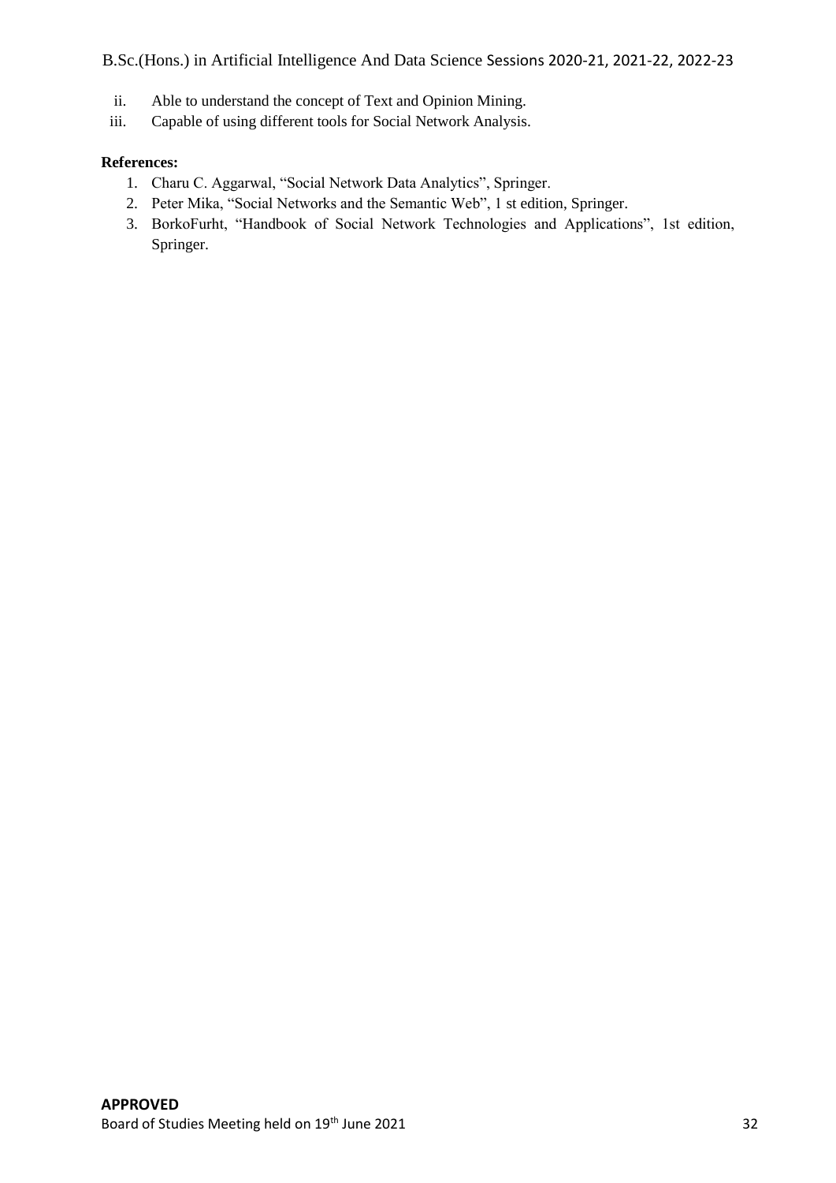ii. Able to understand the concept of Text and Opinion Mining.
iii. Capable of using different tools for Social Network Analysis.

**References:**

1. Charu C. Aggarwal, "Social Network Data Analytics", Springer.
2. Peter Mika, "Social Networks and the Semantic Web", 1 st edition, Springer.
3. BorkoFurht, "Handbook of Social Network Technologies and Applications", 1st edition, Springer.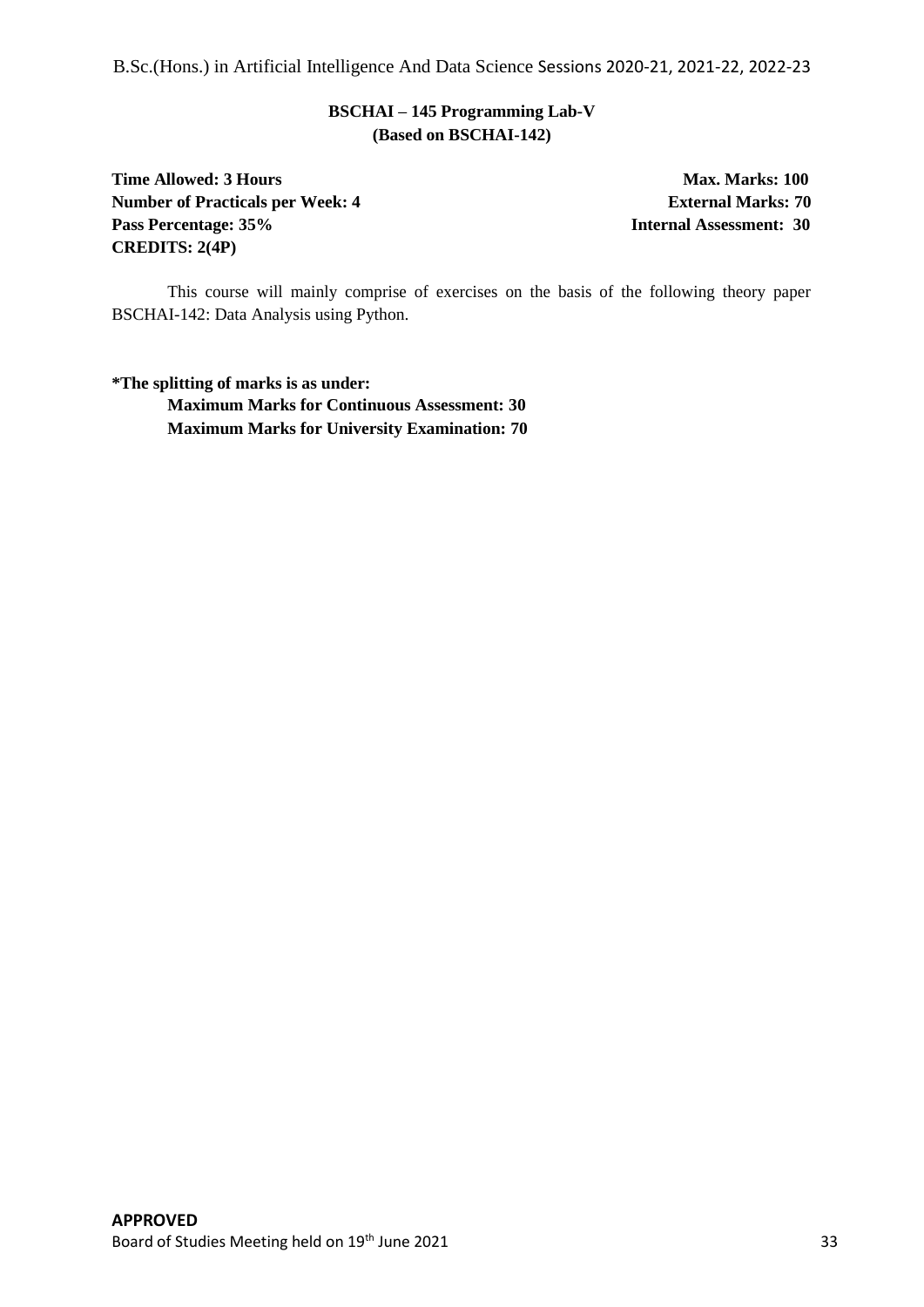## BSCHAI – 145 Programming Lab-V
### (Based on BSCHAI-142)

| | |
|---|---|
| **Time Allowed: 3 Hours** | **Max. Marks: 100** |
| **Number of Practicals per Week: 4** | **External Marks: 70** |
| **Pass Percentage: 35%** | **Internal Assessment: 30** |
| **CREDITS: 2(4P)** | |

This course will mainly comprise of exercises on the basis of the following theory paper BSCHAI-142: Data Analysis using Python.

**\*The splitting of marks is as under:**

**Maximum Marks for Continuous Assessment: 30**

**Maximum Marks for University Examination: 70**

**APPROVED**

Board of Studies Meeting held on 19th June 2021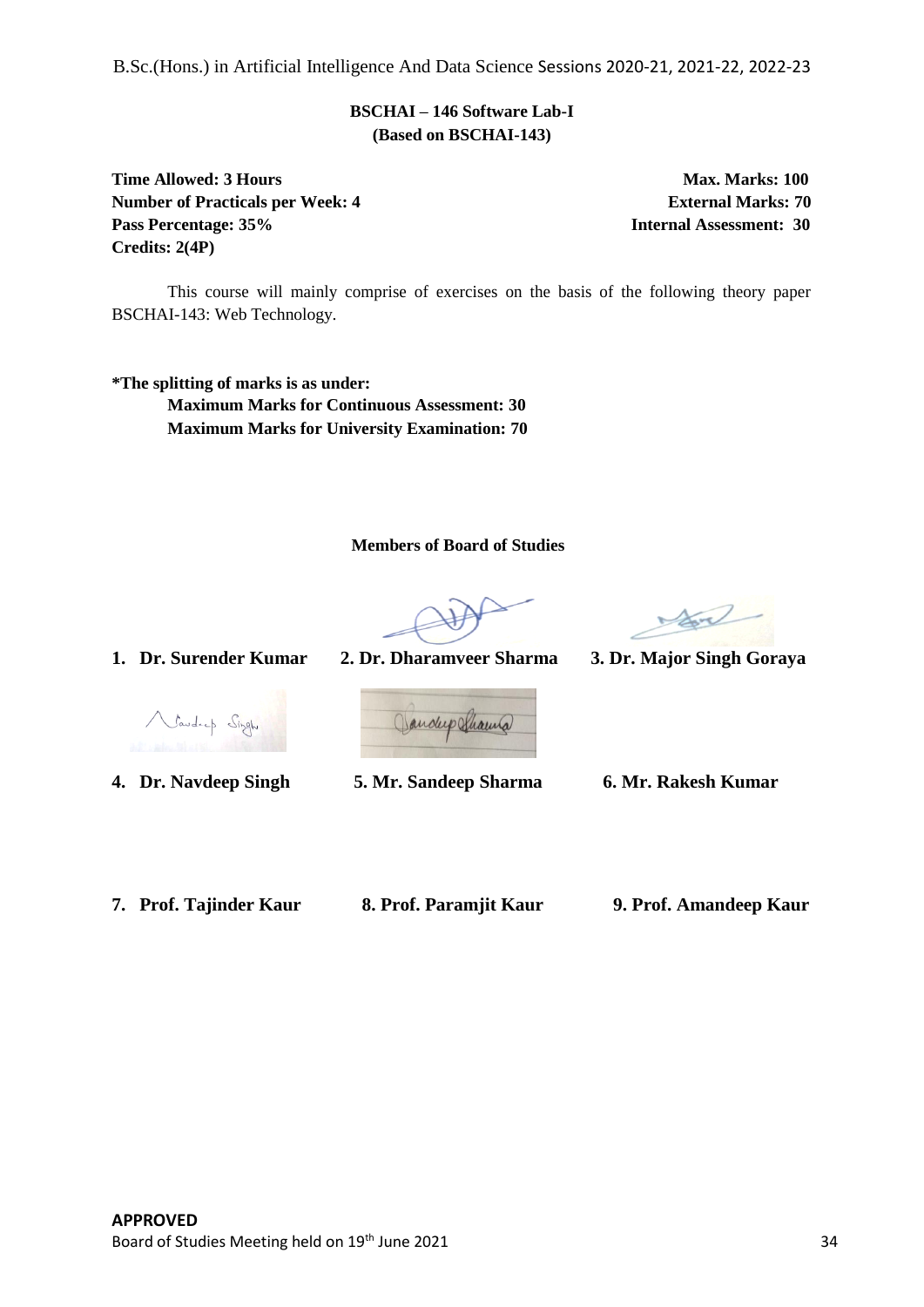**BSCHAI – 146 Software Lab-I**
**(Based on BSCHAI-143)**

**Time Allowed: 3 Hours** | **Max. Marks: 100**
**Number of Practicals per Week: 4** | **External Marks: 70**
**Pass Percentage: 35%** | **Internal Assessment: 30**
**Credits: 2(4P)**

This course will mainly comprise of exercises on the basis of the following theory paper BSCHAI-143: Web Technology.

**\*The splitting of marks is as under:**

**Maximum Marks for Continuous Assessment: 30**
**Maximum Marks for University Examination: 70**

**Members of Board of Studies**

**1. Dr. Surender Kumar** **2. Dr. Dharamveer Sharma** **3. Dr. Major Singh Goraya**

**4. Dr. Navdeep Singh** **5. Mr. Sandeep Sharma** **6. Mr. Rakesh Kumar**

**7. Prof. Tajinder Kaur** **8. Prof. Paramjit Kaur** **9. Prof. Amandeep Kaur**

**APPROVED**
Board of Studies Meeting held on 19th June 2021